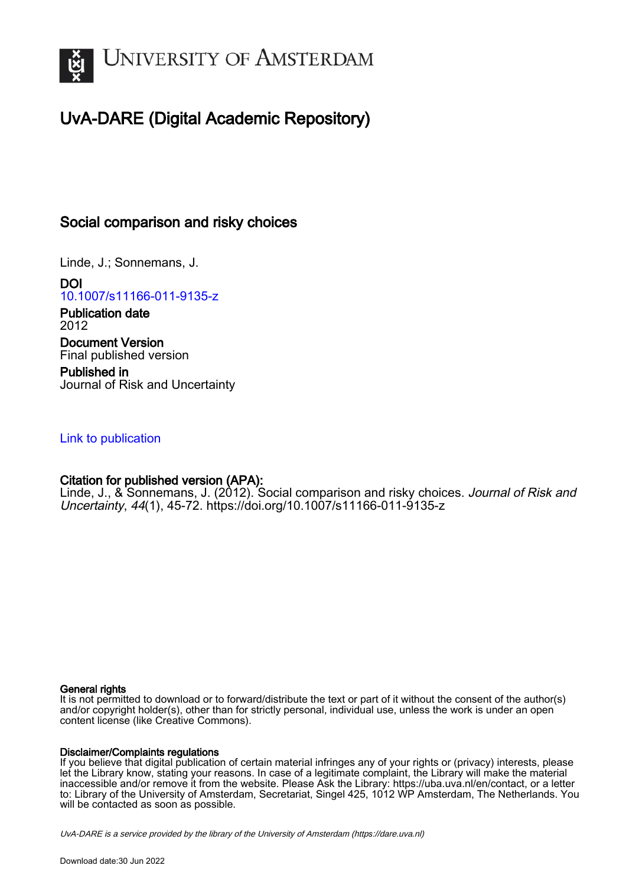# UvA-DARE (Digital Academic Repository)

## Social comparison and risky choices

Linde, J.; Sonnemans, J.

**DOI**
10.1007/s11166-011-9135-z

**Publication date**
2012

**Document Version**
Final published version

**Published in**
Journal of Risk and Uncertainty

Link to publication

**Citation for published version (APA):**
Linde, J., & Sonnemans, J. (2012). Social comparison and risky choices. *Journal of Risk and Uncertainty*, *44*(1), 45-72. https://doi.org/10.1007/s11166-011-9135-z

**General rights**
It is not permitted to download or to forward/distribute the text or part of it without the consent of the author(s) and/or copyright holder(s), other than for strictly personal, individual use, unless the work is under an open content license (like Creative Commons).

**Disclaimer/Complaints regulations**
If you believe that digital publication of certain material infringes any of your rights or (privacy) interests, please let the Library know, stating your reasons. In case of a legitimate complaint, the Library will make the material inaccessible and/or remove it from the website. Please Ask the Library: https://uba.uva.nl/en/contact, or a letter to: Library of the University of Amsterdam, Secretariat, Singel 425, 1012 WP Amsterdam, The Netherlands. You will be contacted as soon as possible.

*UvA-DARE is a service provided by the library of the University of Amsterdam (https://dare.uva.nl)*

Download date:30 Jun 2022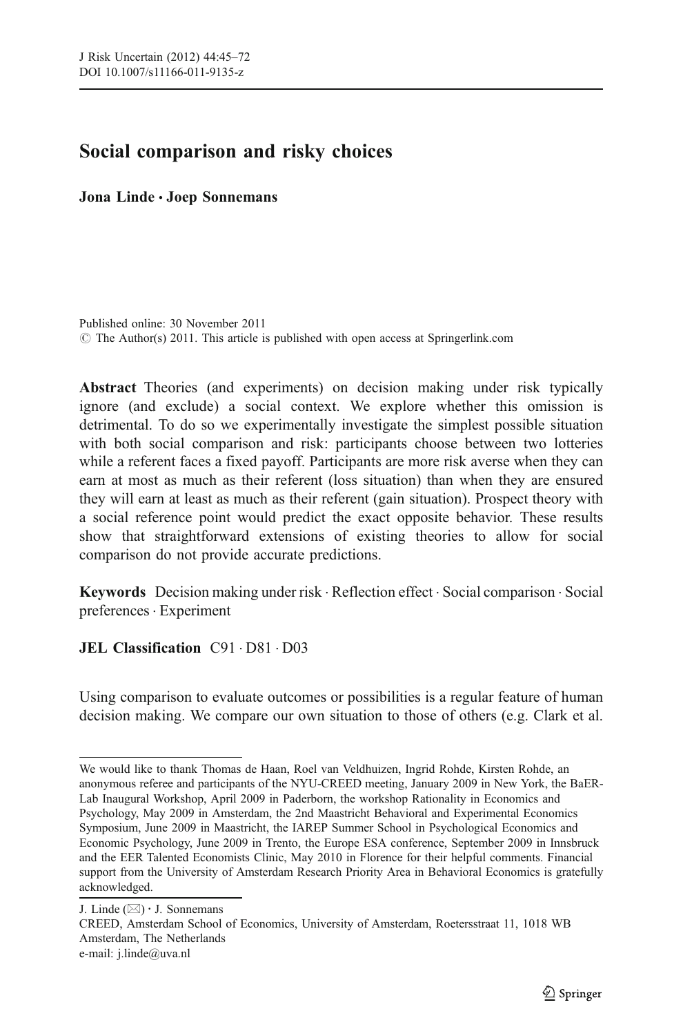# Social comparison and risky choices

**Jona Linde · Joep Sonnemans**

Published online: 30 November 2011
© The Author(s) 2011. This article is published with open access at Springerlink.com

**Abstract** Theories (and experiments) on decision making under risk typically ignore (and exclude) a social context. We explore whether this omission is detrimental. To do so we experimentally investigate the simplest possible situation with both social comparison and risk: participants choose between two lotteries while a referent faces a fixed payoff. Participants are more risk averse when they can earn at most as much as their referent (loss situation) than when they are ensured they will earn at least as much as their referent (gain situation). Prospect theory with a social reference point would predict the exact opposite behavior. These results show that straightforward extensions of existing theories to allow for social comparison do not provide accurate predictions.

**Keywords** Decision making under risk · Reflection effect · Social comparison · Social preferences · Experiment

**JEL Classification** C91 · D81 · D03

Using comparison to evaluate outcomes or possibilities is a regular feature of human decision making. We compare our own situation to those of others (e.g. Clark et al.

---

We would like to thank Thomas de Haan, Roel van Veldhuizen, Ingrid Rohde, Kirsten Rohde, an anonymous referee and participants of the NYU-CREED meeting, January 2009 in New York, the BaER-Lab Inaugural Workshop, April 2009 in Paderborn, the workshop Rationality in Economics and Psychology, May 2009 in Amsterdam, the 2nd Maastricht Behavioral and Experimental Economics Symposium, June 2009 in Maastricht, the IAREP Summer School in Psychological Economics and Economic Psychology, June 2009 in Trento, the Europe ESA conference, September 2009 in Innsbruck and the EER Talented Economists Clinic, May 2010 in Florence for their helpful comments. Financial support from the University of Amsterdam Research Priority Area in Behavioral Economics is gratefully acknowledged.

J. Linde (✉) · J. Sonnemans
CREED, Amsterdam School of Economics, University of Amsterdam, Roetersstraat 11, 1018 WB Amsterdam, The Netherlands
e-mail: j.linde@uva.nl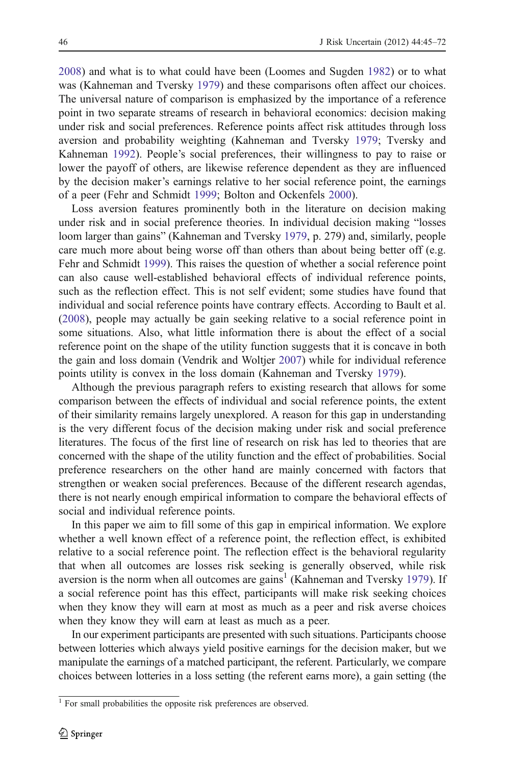2008) and what is to what could have been (Loomes and Sugden 1982) or to what was (Kahneman and Tversky 1979) and these comparisons often affect our choices. The universal nature of comparison is emphasized by the importance of a reference point in two separate streams of research in behavioral economics: decision making under risk and social preferences. Reference points affect risk attitudes through loss aversion and probability weighting (Kahneman and Tversky 1979; Tversky and Kahneman 1992). People's social preferences, their willingness to pay to raise or lower the payoff of others, are likewise reference dependent as they are influenced by the decision maker's earnings relative to her social reference point, the earnings of a peer (Fehr and Schmidt 1999; Bolton and Ockenfels 2000).

Loss aversion features prominently both in the literature on decision making under risk and in social preference theories. In individual decision making "losses loom larger than gains" (Kahneman and Tversky 1979, p. 279) and, similarly, people care much more about being worse off than others than about being better off (e.g. Fehr and Schmidt 1999). This raises the question of whether a social reference point can also cause well-established behavioral effects of individual reference points, such as the reflection effect. This is not self evident; some studies have found that individual and social reference points have contrary effects. According to Bault et al. (2008), people may actually be gain seeking relative to a social reference point in some situations. Also, what little information there is about the effect of a social reference point on the shape of the utility function suggests that it is concave in both the gain and loss domain (Vendrik and Woltjer 2007) while for individual reference points utility is convex in the loss domain (Kahneman and Tversky 1979).

Although the previous paragraph refers to existing research that allows for some comparison between the effects of individual and social reference points, the extent of their similarity remains largely unexplored. A reason for this gap in understanding is the very different focus of the decision making under risk and social preference literatures. The focus of the first line of research on risk has led to theories that are concerned with the shape of the utility function and the effect of probabilities. Social preference researchers on the other hand are mainly concerned with factors that strengthen or weaken social preferences. Because of the different research agendas, there is not nearly enough empirical information to compare the behavioral effects of social and individual reference points.

In this paper we aim to fill some of this gap in empirical information. We explore whether a well known effect of a reference point, the reflection effect, is exhibited relative to a social reference point. The reflection effect is the behavioral regularity that when all outcomes are losses risk seeking is generally observed, while risk aversion is the norm when all outcomes are gains[1] (Kahneman and Tversky 1979). If a social reference point has this effect, participants will make risk seeking choices when they know they will earn at most as much as a peer and risk averse choices when they know they will earn at least as much as a peer.

In our experiment participants are presented with such situations. Participants choose between lotteries which always yield positive earnings for the decision maker, but we manipulate the earnings of a matched participant, the referent. Particularly, we compare choices between lotteries in a loss setting (the referent earns more), a gain setting (the

[1] For small probabilities the opposite risk preferences are observed.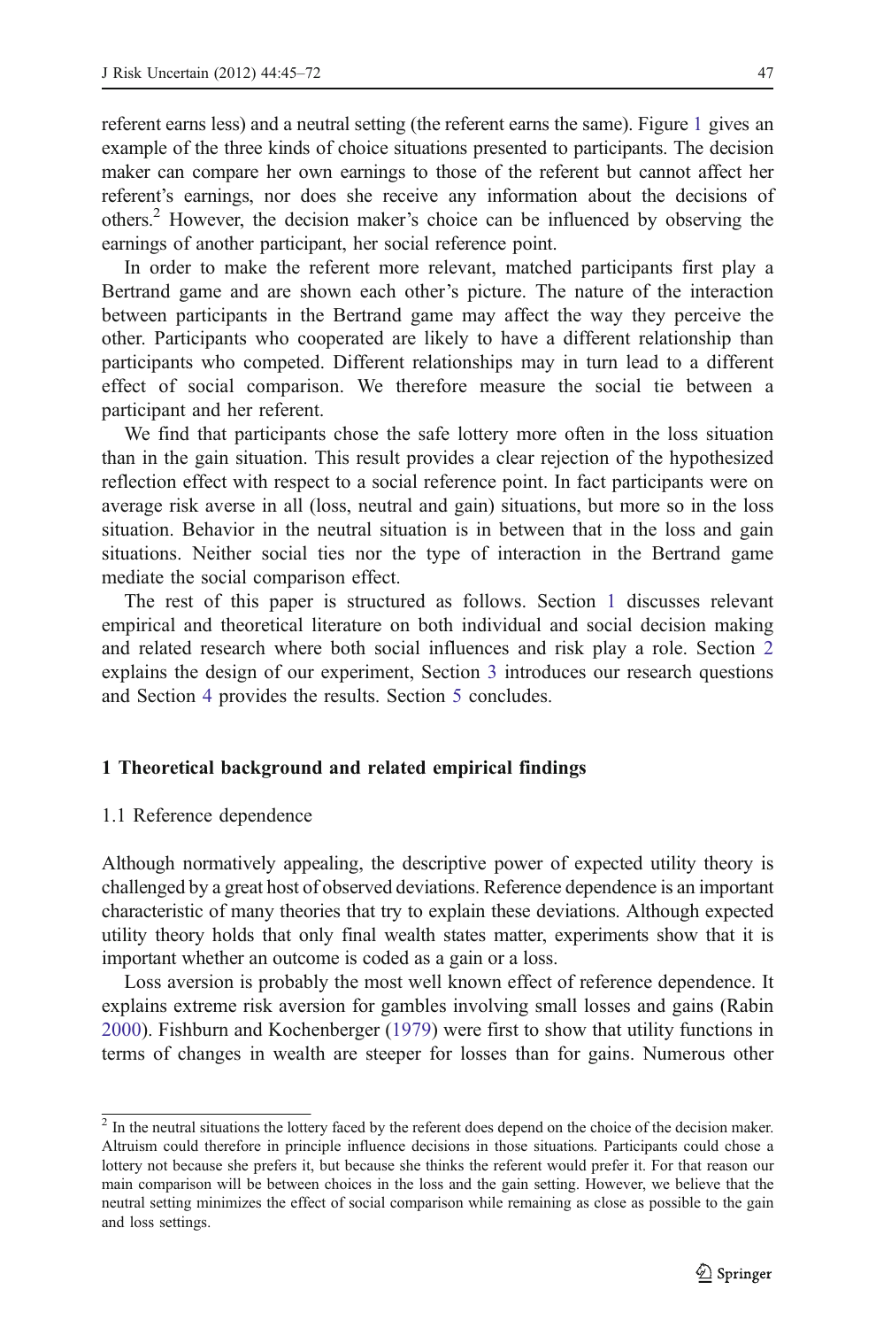referent earns less) and a neutral setting (the referent earns the same). Figure 1 gives an example of the three kinds of choice situations presented to participants. The decision maker can compare her own earnings to those of the referent but cannot affect her referent's earnings, nor does she receive any information about the decisions of others.[2] However, the decision maker's choice can be influenced by observing the earnings of another participant, her social reference point.

In order to make the referent more relevant, matched participants first play a Bertrand game and are shown each other's picture. The nature of the interaction between participants in the Bertrand game may affect the way they perceive the other. Participants who cooperated are likely to have a different relationship than participants who competed. Different relationships may in turn lead to a different effect of social comparison. We therefore measure the social tie between a participant and her referent.

We find that participants chose the safe lottery more often in the loss situation than in the gain situation. This result provides a clear rejection of the hypothesized reflection effect with respect to a social reference point. In fact participants were on average risk averse in all (loss, neutral and gain) situations, but more so in the loss situation. Behavior in the neutral situation is in between that in the loss and gain situations. Neither social ties nor the type of interaction in the Bertrand game mediate the social comparison effect.

The rest of this paper is structured as follows. Section 1 discusses relevant empirical and theoretical literature on both individual and social decision making and related research where both social influences and risk play a role. Section 2 explains the design of our experiment, Section 3 introduces our research questions and Section 4 provides the results. Section 5 concludes.

## 1 Theoretical background and related empirical findings

### 1.1 Reference dependence

Although normatively appealing, the descriptive power of expected utility theory is challenged by a great host of observed deviations. Reference dependence is an important characteristic of many theories that try to explain these deviations. Although expected utility theory holds that only final wealth states matter, experiments show that it is important whether an outcome is coded as a gain or a loss.

Loss aversion is probably the most well known effect of reference dependence. It explains extreme risk aversion for gambles involving small losses and gains (Rabin 2000). Fishburn and Kochenberger (1979) were first to show that utility functions in terms of changes in wealth are steeper for losses than for gains. Numerous other

[2] In the neutral situations the lottery faced by the referent does depend on the choice of the decision maker. Altruism could therefore in principle influence decisions in those situations. Participants could chose a lottery not because she prefers it, but because she thinks the referent would prefer it. For that reason our main comparison will be between choices in the loss and the gain setting. However, we believe that the neutral setting minimizes the effect of social comparison while remaining as close as possible to the gain and loss settings.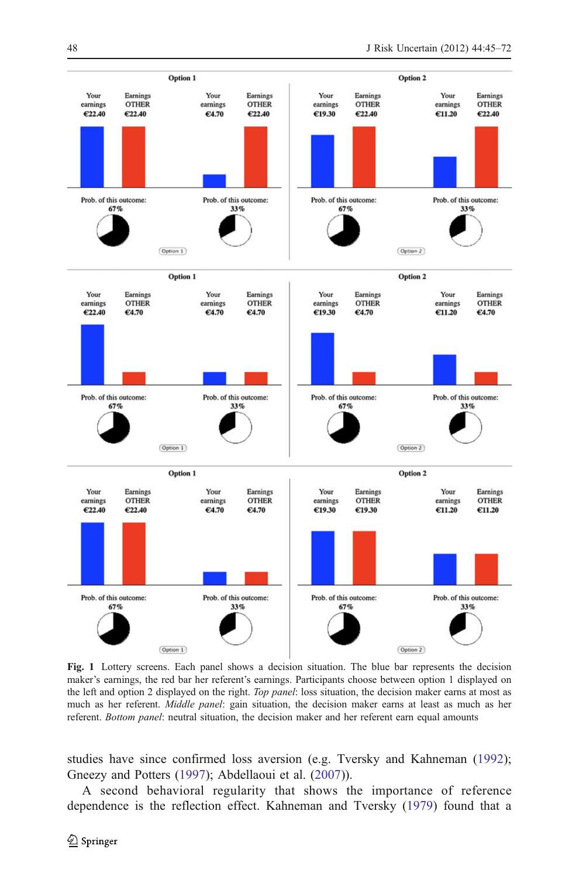**Fig. 1** Lottery screens. Each panel shows a decision situation. The blue bar represents the decision maker's earnings, the red bar her referent's earnings. Participants choose between option 1 displayed on the left and option 2 displayed on the right. *Top panel*: loss situation, the decision maker earns at most as much as her referent. *Middle panel*: gain situation, the decision maker earns at least as much as her referent. *Bottom panel*: neutral situation, the decision maker and her referent earn equal amounts

studies have since confirmed loss aversion (e.g. Tversky and Kahneman (1992); Gneezy and Potters (1997); Abdellaoui et al. (2007)).

A second behavioral regularity that shows the importance of reference dependence is the reflection effect. Kahneman and Tversky (1979) found that a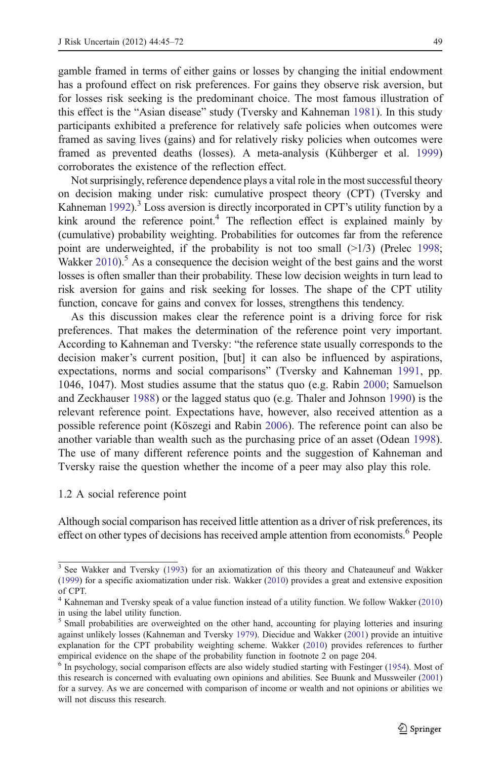gamble framed in terms of either gains or losses by changing the initial endowment has a profound effect on risk preferences. For gains they observe risk aversion, but for losses risk seeking is the predominant choice. The most famous illustration of this effect is the "Asian disease" study (Tversky and Kahneman 1981). In this study participants exhibited a preference for relatively safe policies when outcomes were framed as saving lives (gains) and for relatively risky policies when outcomes were framed as prevented deaths (losses). A meta-analysis (Kühberger et al. 1999) corroborates the existence of the reflection effect.

Not surprisingly, reference dependence plays a vital role in the most successful theory on decision making under risk: cumulative prospect theory (CPT) (Tversky and Kahneman 1992).[3] Loss aversion is directly incorporated in CPT's utility function by a kink around the reference point.[4] The reflection effect is explained mainly by (cumulative) probability weighting. Probabilities for outcomes far from the reference point are underweighted, if the probability is not too small (>1/3) (Prelec 1998; Wakker 2010).[5] As a consequence the decision weight of the best gains and the worst losses is often smaller than their probability. These low decision weights in turn lead to risk aversion for gains and risk seeking for losses. The shape of the CPT utility function, concave for gains and convex for losses, strengthens this tendency.

As this discussion makes clear the reference point is a driving force for risk preferences. That makes the determination of the reference point very important. According to Kahneman and Tversky: "the reference state usually corresponds to the decision maker's current position, [but] it can also be influenced by aspirations, expectations, norms and social comparisons" (Tversky and Kahneman 1991, pp. 1046, 1047). Most studies assume that the status quo (e.g. Rabin 2000; Samuelson and Zeckhauser 1988) or the lagged status quo (e.g. Thaler and Johnson 1990) is the relevant reference point. Expectations have, however, also received attention as a possible reference point (Köszegi and Rabin 2006). The reference point can also be another variable than wealth such as the purchasing price of an asset (Odean 1998). The use of many different reference points and the suggestion of Kahneman and Tversky raise the question whether the income of a peer may also play this role.

### 1.2 A social reference point

Although social comparison has received little attention as a driver of risk preferences, its effect on other types of decisions has received ample attention from economists.[6] People

---

[3] See Wakker and Tversky (1993) for an axiomatization of this theory and Chateauneuf and Wakker (1999) for a specific axiomatization under risk. Wakker (2010) provides a great and extensive exposition of CPT.

[4] Kahneman and Tversky speak of a value function instead of a utility function. We follow Wakker (2010) in using the label utility function.

[5] Small probabilities are overweighted on the other hand, accounting for playing lotteries and insuring against unlikely losses (Kahneman and Tversky 1979). Diecidue and Wakker (2001) provide an intuitive explanation for the CPT probability weighting scheme. Wakker (2010) provides references to further empirical evidence on the shape of the probability function in footnote 2 on page 204.

[6] In psychology, social comparison effects are also widely studied starting with Festinger (1954). Most of this research is concerned with evaluating own opinions and abilities. See Buunk and Mussweiler (2001) for a survey. As we are concerned with comparison of income or wealth and not opinions or abilities we will not discuss this research.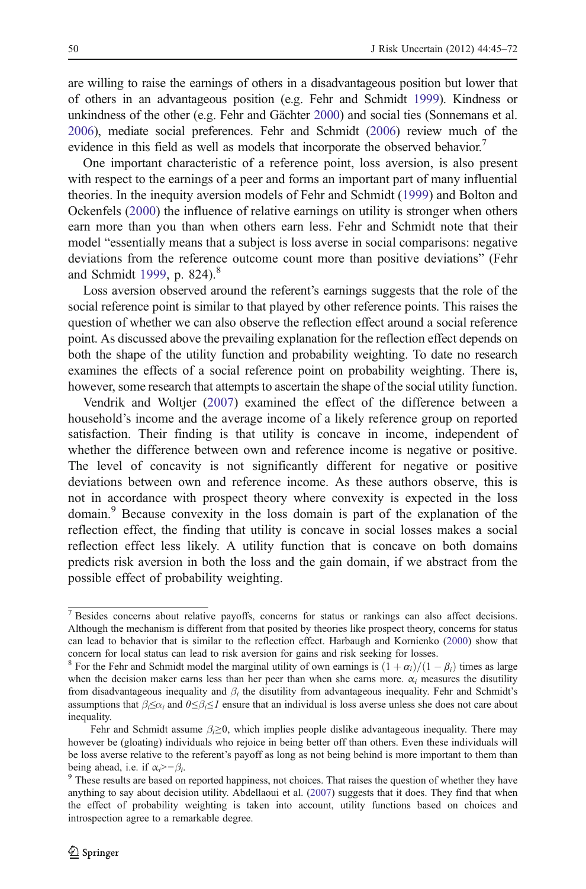are willing to raise the earnings of others in a disadvantageous position but lower that of others in an advantageous position (e.g. Fehr and Schmidt 1999). Kindness or unkindness of the other (e.g. Fehr and Gächter 2000) and social ties (Sonnemans et al. 2006), mediate social preferences. Fehr and Schmidt (2006) review much of the evidence in this field as well as models that incorporate the observed behavior.[7]

One important characteristic of a reference point, loss aversion, is also present with respect to the earnings of a peer and forms an important part of many influential theories. In the inequity aversion models of Fehr and Schmidt (1999) and Bolton and Ockenfels (2000) the influence of relative earnings on utility is stronger when others earn more than you than when others earn less. Fehr and Schmidt note that their model "essentially means that a subject is loss averse in social comparisons: negative deviations from the reference outcome count more than positive deviations" (Fehr and Schmidt 1999, p. 824).[8]

Loss aversion observed around the referent's earnings suggests that the role of the social reference point is similar to that played by other reference points. This raises the question of whether we can also observe the reflection effect around a social reference point. As discussed above the prevailing explanation for the reflection effect depends on both the shape of the utility function and probability weighting. To date no research examines the effects of a social reference point on probability weighting. There is, however, some research that attempts to ascertain the shape of the social utility function.

Vendrik and Woltjer (2007) examined the effect of the difference between a household's income and the average income of a likely reference group on reported satisfaction. Their finding is that utility is concave in income, independent of whether the difference between own and reference income is negative or positive. The level of concavity is not significantly different for negative or positive deviations between own and reference income. As these authors observe, this is not in accordance with prospect theory where convexity is expected in the loss domain.[9] Because convexity in the loss domain is part of the explanation of the reflection effect, the finding that utility is concave in social losses makes a social reflection effect less likely. A utility function that is concave on both domains predicts risk aversion in both the loss and the gain domain, if we abstract from the possible effect of probability weighting.

---

[7] Besides concerns about relative payoffs, concerns for status or rankings can also affect decisions. Although the mechanism is different from that posited by theories like prospect theory, concerns for status can lead to behavior that is similar to the reflection effect. Harbaugh and Kornienko (2000) show that concern for local status can lead to risk aversion for gains and risk seeking for losses.

[8] For the Fehr and Schmidt model the marginal utility of own earnings is $(1+\alpha_i)/(1-\beta_i)$ times as large when the decision maker earns less than her peer than when she earns more. $\alpha_i$ measures the disutility from disadvantageous inequality and $\beta_i$ the disutility from advantageous inequality. Fehr and Schmidt's assumptions that $\beta_i \leq \alpha_i$ and $0 \leq \beta_i \leq 1$ ensure that an individual is loss averse unless she does not care about inequality.

Fehr and Schmidt assume $\beta_i \geq 0$, which implies people dislike advantageous inequality. There may however be (gloating) individuals who rejoice in being better off than others. Even these individuals will be loss averse relative to the referent's payoff as long as not being behind is more important to them than being ahead, i.e. if $\alpha_i > -\beta_i$.

[9] These results are based on reported happiness, not choices. That raises the question of whether they have anything to say about decision utility. Abdellaoui et al. (2007) suggests that it does. They find that when the effect of probability weighting is taken into account, utility functions based on choices and introspection agree to a remarkable degree.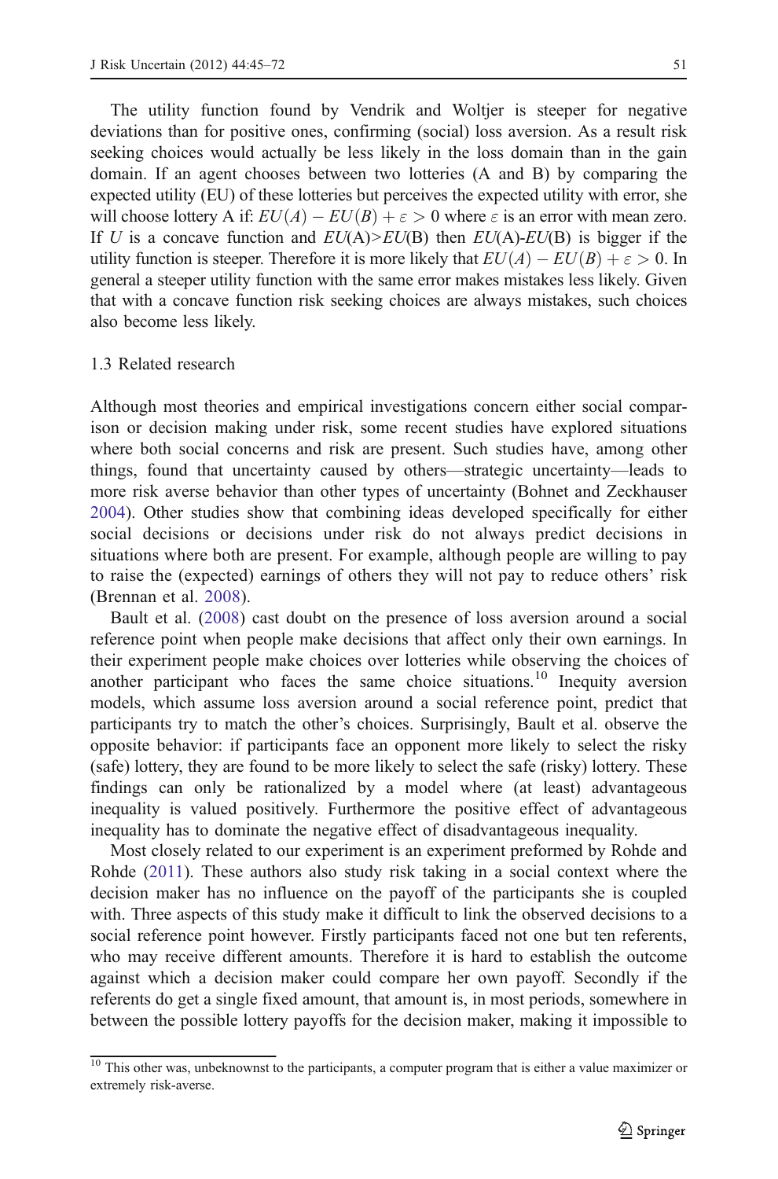The utility function found by Vendrik and Woltjer is steeper for negative deviations than for positive ones, confirming (social) loss aversion. As a result risk seeking choices would actually be less likely in the loss domain than in the gain domain. If an agent chooses between two lotteries (A and B) by comparing the expected utility (EU) of these lotteries but perceives the expected utility with error, she will choose lottery A if: $EU(A) - EU(B) + \varepsilon > 0$ where $\varepsilon$ is an error with mean zero. If $U$ is a concave function and $EU$(A)>$EU$(B) then $EU$(A)-$EU$(B) is bigger if the utility function is steeper. Therefore it is more likely that $EU(A) - EU(B) + \varepsilon > 0$. In general a steeper utility function with the same error makes mistakes less likely. Given that with a concave function risk seeking choices are always mistakes, such choices also become less likely.

### 1.3 Related research

Although most theories and empirical investigations concern either social comparison or decision making under risk, some recent studies have explored situations where both social concerns and risk are present. Such studies have, among other things, found that uncertainty caused by others—strategic uncertainty—leads to more risk averse behavior than other types of uncertainty (Bohnet and Zeckhauser 2004). Other studies show that combining ideas developed specifically for either social decisions or decisions under risk do not always predict decisions in situations where both are present. For example, although people are willing to pay to raise the (expected) earnings of others they will not pay to reduce others' risk (Brennan et al. 2008).

Bault et al. (2008) cast doubt on the presence of loss aversion around a social reference point when people make decisions that affect only their own earnings. In their experiment people make choices over lotteries while observing the choices of another participant who faces the same choice situations.[10] Inequity aversion models, which assume loss aversion around a social reference point, predict that participants try to match the other's choices. Surprisingly, Bault et al. observe the opposite behavior: if participants face an opponent more likely to select the risky (safe) lottery, they are found to be more likely to select the safe (risky) lottery. These findings can only be rationalized by a model where (at least) advantageous inequality is valued positively. Furthermore the positive effect of advantageous inequality has to dominate the negative effect of disadvantageous inequality.

Most closely related to our experiment is an experiment preformed by Rohde and Rohde (2011). These authors also study risk taking in a social context where the decision maker has no influence on the payoff of the participants she is coupled with. Three aspects of this study make it difficult to link the observed decisions to a social reference point however. Firstly participants faced not one but ten referents, who may receive different amounts. Therefore it is hard to establish the outcome against which a decision maker could compare her own payoff. Secondly if the referents do get a single fixed amount, that amount is, in most periods, somewhere in between the possible lottery payoffs for the decision maker, making it impossible to

[10] This other was, unbeknownst to the participants, a computer program that is either a value maximizer or extremely risk-averse.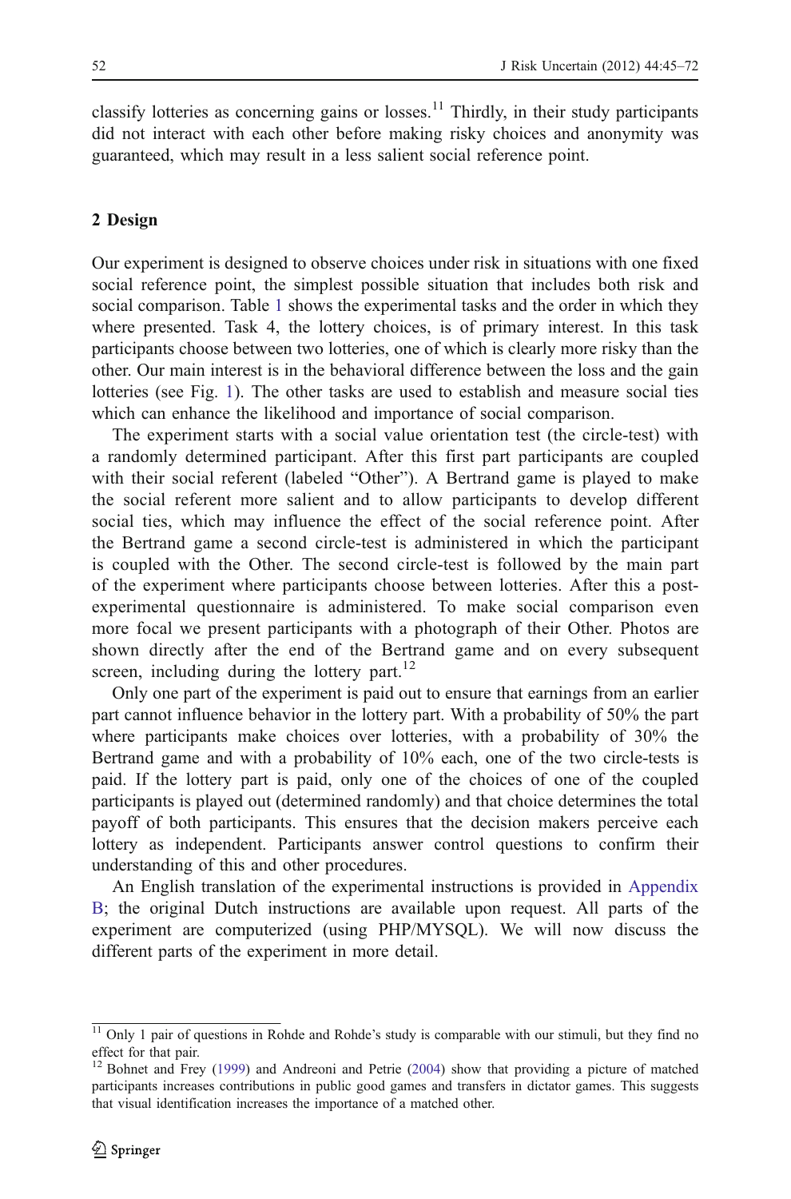classify lotteries as concerning gains or losses.[11] Thirdly, in their study participants did not interact with each other before making risky choices and anonymity was guaranteed, which may result in a less salient social reference point.

## 2 Design

Our experiment is designed to observe choices under risk in situations with one fixed social reference point, the simplest possible situation that includes both risk and social comparison. Table 1 shows the experimental tasks and the order in which they where presented. Task 4, the lottery choices, is of primary interest. In this task participants choose between two lotteries, one of which is clearly more risky than the other. Our main interest is in the behavioral difference between the loss and the gain lotteries (see Fig. 1). The other tasks are used to establish and measure social ties which can enhance the likelihood and importance of social comparison.

The experiment starts with a social value orientation test (the circle-test) with a randomly determined participant. After this first part participants are coupled with their social referent (labeled "Other"). A Bertrand game is played to make the social referent more salient and to allow participants to develop different social ties, which may influence the effect of the social reference point. After the Bertrand game a second circle-test is administered in which the participant is coupled with the Other. The second circle-test is followed by the main part of the experiment where participants choose between lotteries. After this a post-experimental questionnaire is administered. To make social comparison even more focal we present participants with a photograph of their Other. Photos are shown directly after the end of the Bertrand game and on every subsequent screen, including during the lottery part.[12]

Only one part of the experiment is paid out to ensure that earnings from an earlier part cannot influence behavior in the lottery part. With a probability of 50% the part where participants make choices over lotteries, with a probability of 30% the Bertrand game and with a probability of 10% each, one of the two circle-tests is paid. If the lottery part is paid, only one of the choices of one of the coupled participants is played out (determined randomly) and that choice determines the total payoff of both participants. This ensures that the decision makers perceive each lottery as independent. Participants answer control questions to confirm their understanding of this and other procedures.

An English translation of the experimental instructions is provided in Appendix B; the original Dutch instructions are available upon request. All parts of the experiment are computerized (using PHP/MYSQL). We will now discuss the different parts of the experiment in more detail.

---

[11] Only 1 pair of questions in Rohde and Rohde's study is comparable with our stimuli, but they find no effect for that pair.

[12] Bohnet and Frey (1999) and Andreoni and Petrie (2004) show that providing a picture of matched participants increases contributions in public good games and transfers in dictator games. This suggests that visual identification increases the importance of a matched other.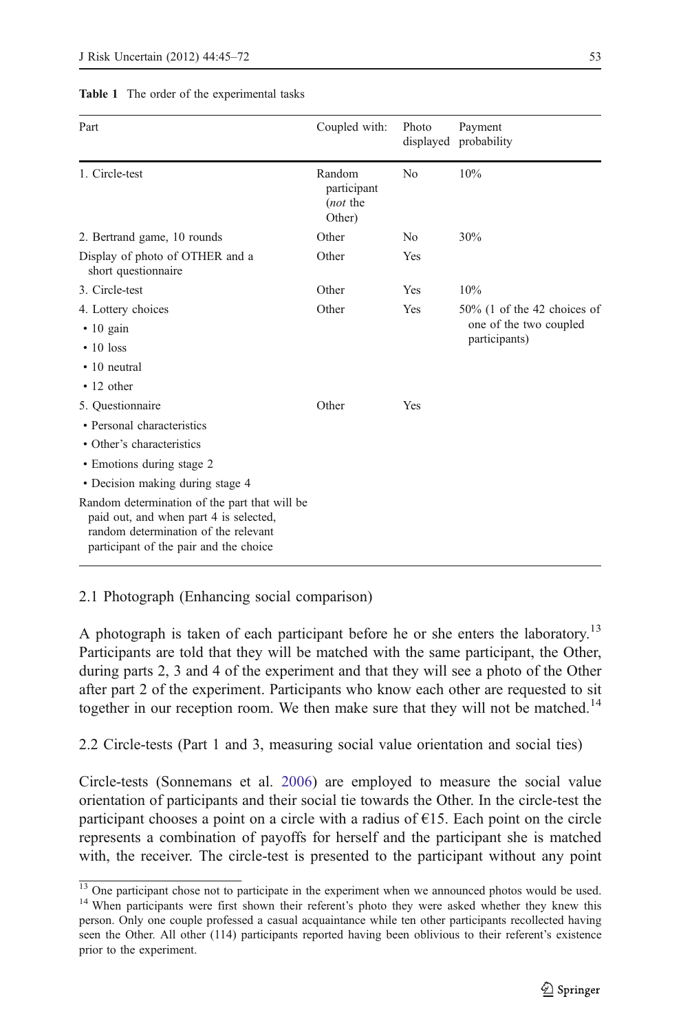**Table 1** The order of the experimental tasks

| Part | Coupled with: | Photo displayed | Payment probability |
|---|---|---|---|
| 1. Circle-test | Random participant (*not* the Other) | No | 10% |
| 2. Bertrand game, 10 rounds | Other | No | 30% |
| Display of photo of OTHER and a short questionnaire | Other | Yes | |
| 3. Circle-test | Other | Yes | 10% |
| 4. Lottery choices<br>• 10 gain<br>• 10 loss<br>• 10 neutral<br>• 12 other | Other | Yes | 50% (1 of the 42 choices of one of the two coupled participants) |
| 5. Questionnaire<br>• Personal characteristics<br>• Other's characteristics<br>• Emotions during stage 2<br>• Decision making during stage 4 | Other | Yes | |
| Random determination of the part that will be paid out, and when part 4 is selected, random determination of the relevant participant of the pair and the choice | | | |

### 2.1 Photograph (Enhancing social comparison)

A photograph is taken of each participant before he or she enters the laboratory.[13] Participants are told that they will be matched with the same participant, the Other, during parts 2, 3 and 4 of the experiment and that they will see a photo of the Other after part 2 of the experiment. Participants who know each other are requested to sit together in our reception room. We then make sure that they will not be matched.[14]

### 2.2 Circle-tests (Part 1 and 3, measuring social value orientation and social ties)

Circle-tests (Sonnemans et al. 2006) are employed to measure the social value orientation of participants and their social tie towards the Other. In the circle-test the participant chooses a point on a circle with a radius of €15. Each point on the circle represents a combination of payoffs for herself and the participant she is matched with, the receiver. The circle-test is presented to the participant without any point

---

[13] One participant chose not to participate in the experiment when we announced photos would be used.

[14] When participants were first shown their referent's photo they were asked whether they knew this person. Only one couple professed a casual acquaintance while ten other participants recollected having seen the Other. All other (114) participants reported having been oblivious to their referent's existence prior to the experiment.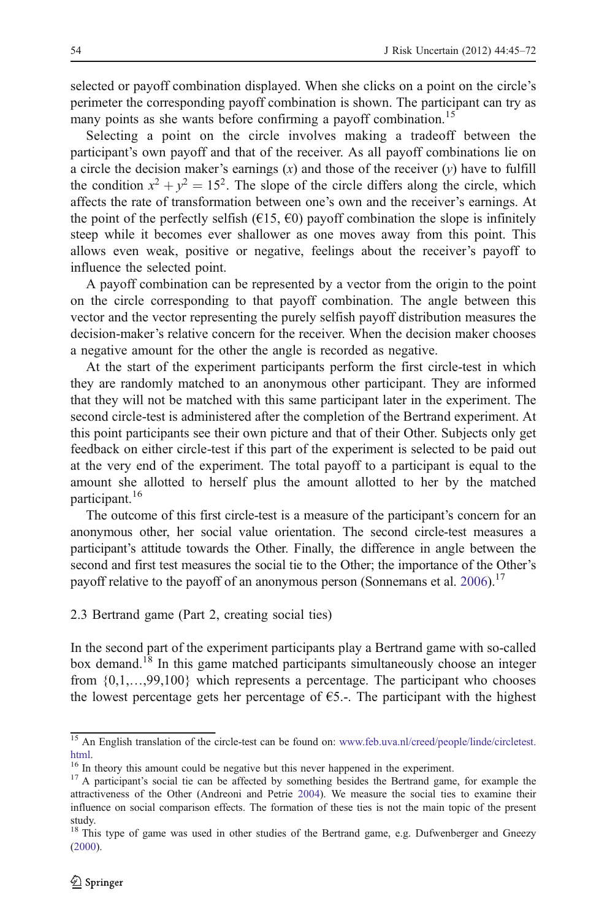selected or payoff combination displayed. When she clicks on a point on the circle's perimeter the corresponding payoff combination is shown. The participant can try as many points as she wants before confirming a payoff combination.[15]

Selecting a point on the circle involves making a tradeoff between the participant's own payoff and that of the receiver. As all payoff combinations lie on a circle the decision maker's earnings ($x$) and those of the receiver ($y$) have to fulfill the condition $x^2 + y^2 = 15^2$. The slope of the circle differs along the circle, which affects the rate of transformation between one's own and the receiver's earnings. At the point of the perfectly selfish (€15, €0) payoff combination the slope is infinitely steep while it becomes ever shallower as one moves away from this point. This allows even weak, positive or negative, feelings about the receiver's payoff to influence the selected point.

A payoff combination can be represented by a vector from the origin to the point on the circle corresponding to that payoff combination. The angle between this vector and the vector representing the purely selfish payoff distribution measures the decision-maker's relative concern for the receiver. When the decision maker chooses a negative amount for the other the angle is recorded as negative.

At the start of the experiment participants perform the first circle-test in which they are randomly matched to an anonymous other participant. They are informed that they will not be matched with this same participant later in the experiment. The second circle-test is administered after the completion of the Bertrand experiment. At this point participants see their own picture and that of their Other. Subjects only get feedback on either circle-test if this part of the experiment is selected to be paid out at the very end of the experiment. The total payoff to a participant is equal to the amount she allotted to herself plus the amount allotted to her by the matched participant.[16]

The outcome of this first circle-test is a measure of the participant's concern for an anonymous other, her social value orientation. The second circle-test measures a participant's attitude towards the Other. Finally, the difference in angle between the second and first test measures the social tie to the Other; the importance of the Other's payoff relative to the payoff of an anonymous person (Sonnemans et al. 2006).[17]

### 2.3 Bertrand game (Part 2, creating social ties)

In the second part of the experiment participants play a Bertrand game with so-called box demand.[18] In this game matched participants simultaneously choose an integer from {0,1,…,99,100} which represents a percentage. The participant who chooses the lowest percentage gets her percentage of €5.-. The participant with the highest

---

[15] An English translation of the circle-test can be found on: www.feb.uva.nl/creed/people/linde/circletest.html.

[16] In theory this amount could be negative but this never happened in the experiment.

[17] A participant's social tie can be affected by something besides the Bertrand game, for example the attractiveness of the Other (Andreoni and Petrie 2004). We measure the social ties to examine their influence on social comparison effects. The formation of these ties is not the main topic of the present study.

[18] This type of game was used in other studies of the Bertrand game, e.g. Dufwenberger and Gneezy (2000).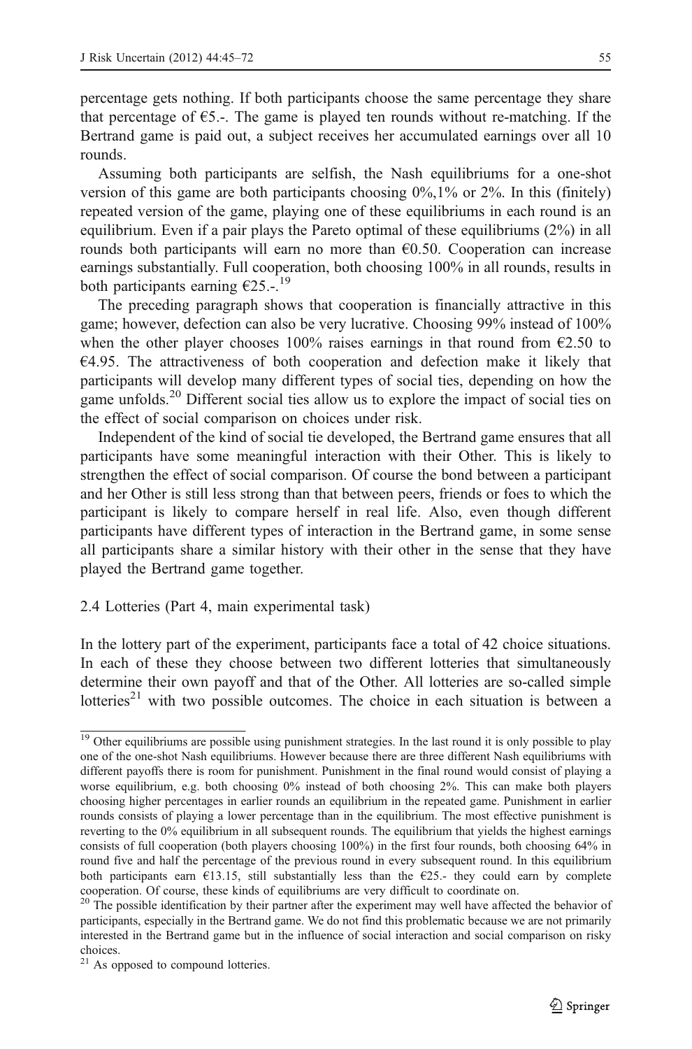percentage gets nothing. If both participants choose the same percentage they share that percentage of €5.-. The game is played ten rounds without re-matching. If the Bertrand game is paid out, a subject receives her accumulated earnings over all 10 rounds.

Assuming both participants are selfish, the Nash equilibriums for a one-shot version of this game are both participants choosing 0%,1% or 2%. In this (finitely) repeated version of the game, playing one of these equilibriums in each round is an equilibrium. Even if a pair plays the Pareto optimal of these equilibriums (2%) in all rounds both participants will earn no more than €0.50. Cooperation can increase earnings substantially. Full cooperation, both choosing 100% in all rounds, results in both participants earning €25.-.[19]

The preceding paragraph shows that cooperation is financially attractive in this game; however, defection can also be very lucrative. Choosing 99% instead of 100% when the other player chooses 100% raises earnings in that round from €2.50 to €4.95. The attractiveness of both cooperation and defection make it likely that participants will develop many different types of social ties, depending on how the game unfolds.[20] Different social ties allow us to explore the impact of social ties on the effect of social comparison on choices under risk.

Independent of the kind of social tie developed, the Bertrand game ensures that all participants have some meaningful interaction with their Other. This is likely to strengthen the effect of social comparison. Of course the bond between a participant and her Other is still less strong than that between peers, friends or foes to which the participant is likely to compare herself in real life. Also, even though different participants have different types of interaction in the Bertrand game, in some sense all participants share a similar history with their other in the sense that they have played the Bertrand game together.

### 2.4 Lotteries (Part 4, main experimental task)

In the lottery part of the experiment, participants face a total of 42 choice situations. In each of these they choose between two different lotteries that simultaneously determine their own payoff and that of the Other. All lotteries are so-called simple lotteries[21] with two possible outcomes. The choice in each situation is between a

---

[19] Other equilibriums are possible using punishment strategies. In the last round it is only possible to play one of the one-shot Nash equilibriums. However because there are three different Nash equilibriums with different payoffs there is room for punishment. Punishment in the final round would consist of playing a worse equilibrium, e.g. both choosing 0% instead of both choosing 2%. This can make both players choosing higher percentages in earlier rounds an equilibrium in the repeated game. Punishment in earlier rounds consists of playing a lower percentage than in the equilibrium. The most effective punishment is reverting to the 0% equilibrium in all subsequent rounds. The equilibrium that yields the highest earnings consists of full cooperation (both players choosing 100%) in the first four rounds, both choosing 64% in round five and half the percentage of the previous round in every subsequent round. In this equilibrium both participants earn €13.15, still substantially less than the €25.- they could earn by complete cooperation. Of course, these kinds of equilibriums are very difficult to coordinate on.

[20] The possible identification by their partner after the experiment may well have affected the behavior of participants, especially in the Bertrand game. We do not find this problematic because we are not primarily interested in the Bertrand game but in the influence of social interaction and social comparison on risky choices.

[21] As opposed to compound lotteries.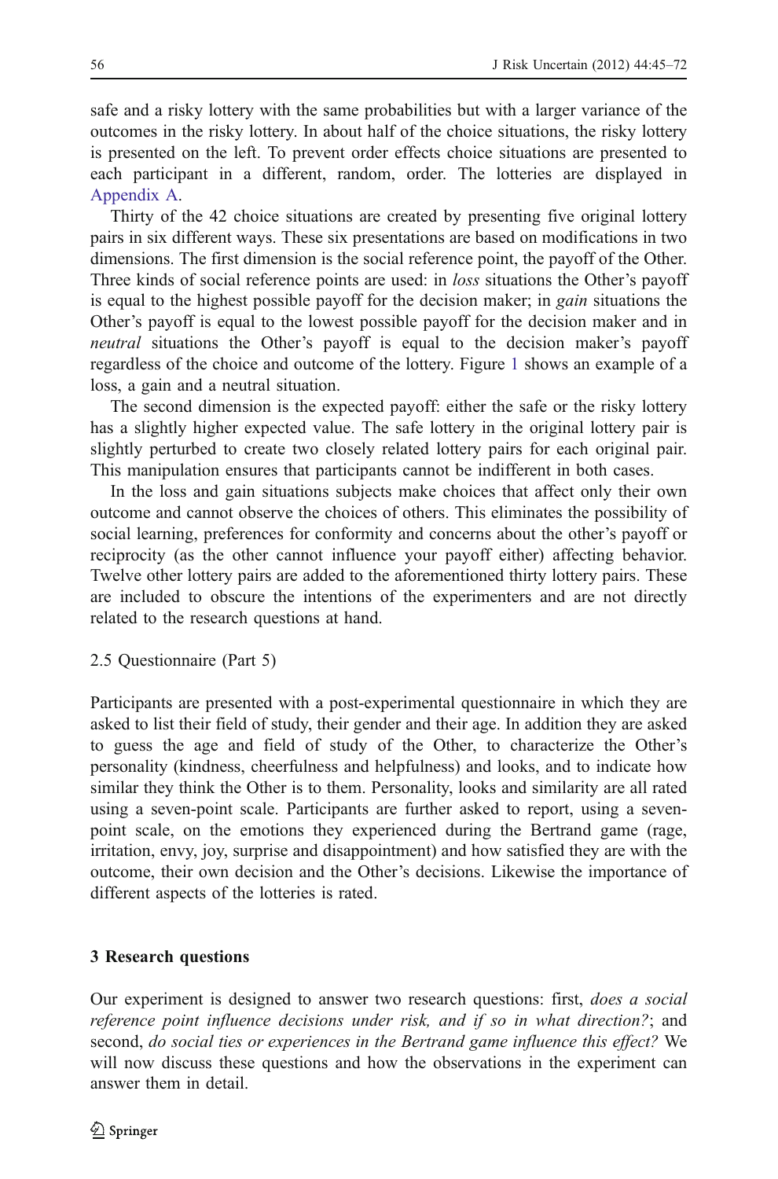safe and a risky lottery with the same probabilities but with a larger variance of the outcomes in the risky lottery. In about half of the choice situations, the risky lottery is presented on the left. To prevent order effects choice situations are presented to each participant in a different, random, order. The lotteries are displayed in Appendix A.

Thirty of the 42 choice situations are created by presenting five original lottery pairs in six different ways. These six presentations are based on modifications in two dimensions. The first dimension is the social reference point, the payoff of the Other. Three kinds of social reference points are used: in *loss* situations the Other's payoff is equal to the highest possible payoff for the decision maker; in *gain* situations the Other's payoff is equal to the lowest possible payoff for the decision maker and in *neutral* situations the Other's payoff is equal to the decision maker's payoff regardless of the choice and outcome of the lottery. Figure 1 shows an example of a loss, a gain and a neutral situation.

The second dimension is the expected payoff: either the safe or the risky lottery has a slightly higher expected value. The safe lottery in the original lottery pair is slightly perturbed to create two closely related lottery pairs for each original pair. This manipulation ensures that participants cannot be indifferent in both cases.

In the loss and gain situations subjects make choices that affect only their own outcome and cannot observe the choices of others. This eliminates the possibility of social learning, preferences for conformity and concerns about the other's payoff or reciprocity (as the other cannot influence your payoff either) affecting behavior. Twelve other lottery pairs are added to the aforementioned thirty lottery pairs. These are included to obscure the intentions of the experimenters and are not directly related to the research questions at hand.

### 2.5 Questionnaire (Part 5)

Participants are presented with a post-experimental questionnaire in which they are asked to list their field of study, their gender and their age. In addition they are asked to guess the age and field of study of the Other, to characterize the Other's personality (kindness, cheerfulness and helpfulness) and looks, and to indicate how similar they think the Other is to them. Personality, looks and similarity are all rated using a seven-point scale. Participants are further asked to report, using a seven-point scale, on the emotions they experienced during the Bertrand game (rage, irritation, envy, joy, surprise and disappointment) and how satisfied they are with the outcome, their own decision and the Other's decisions. Likewise the importance of different aspects of the lotteries is rated.

## 3 Research questions

Our experiment is designed to answer two research questions: first, *does a social reference point influence decisions under risk, and if so in what direction?*; and second, *do social ties or experiences in the Bertrand game influence this effect?* We will now discuss these questions and how the observations in the experiment can answer them in detail.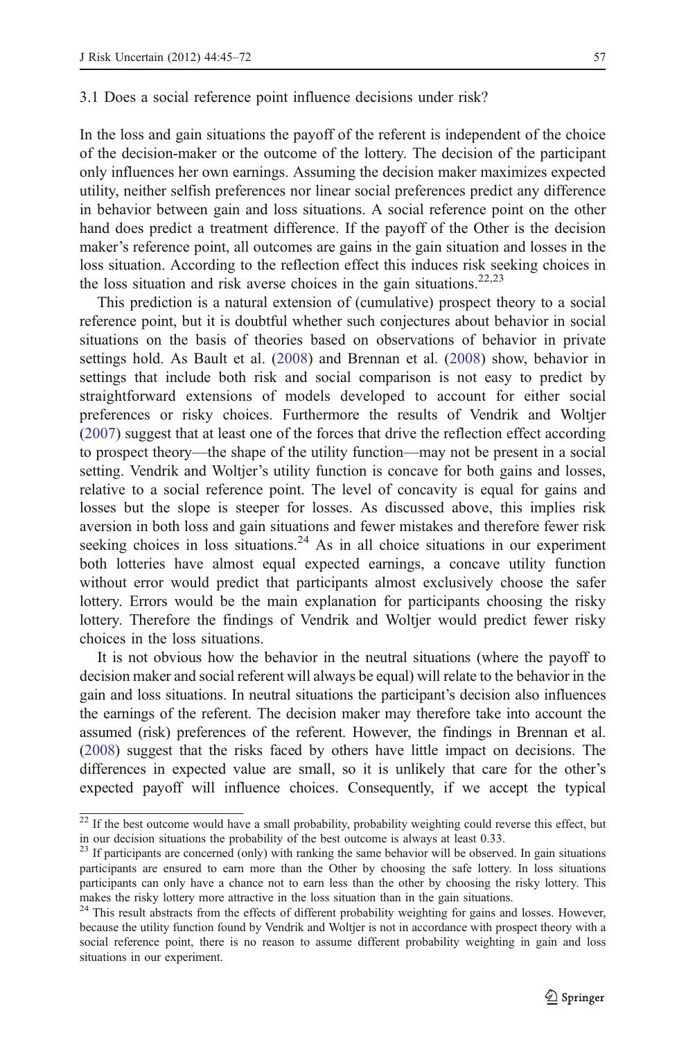### 3.1 Does a social reference point influence decisions under risk?

In the loss and gain situations the payoff of the referent is independent of the choice of the decision-maker or the outcome of the lottery. The decision of the participant only influences her own earnings. Assuming the decision maker maximizes expected utility, neither selfish preferences nor linear social preferences predict any difference in behavior between gain and loss situations. A social reference point on the other hand does predict a treatment difference. If the payoff of the Other is the decision maker's reference point, all outcomes are gains in the gain situation and losses in the loss situation. According to the reflection effect this induces risk seeking choices in the loss situation and risk averse choices in the gain situations.[22,23]

This prediction is a natural extension of (cumulative) prospect theory to a social reference point, but it is doubtful whether such conjectures about behavior in social situations on the basis of theories based on observations of behavior in private settings hold. As Bault et al. (2008) and Brennan et al. (2008) show, behavior in settings that include both risk and social comparison is not easy to predict by straightforward extensions of models developed to account for either social preferences or risky choices. Furthermore the results of Vendrik and Woltjer (2007) suggest that at least one of the forces that drive the reflection effect according to prospect theory—the shape of the utility function—may not be present in a social setting. Vendrik and Woltjer's utility function is concave for both gains and losses, relative to a social reference point. The level of concavity is equal for gains and losses but the slope is steeper for losses. As discussed above, this implies risk aversion in both loss and gain situations and fewer mistakes and therefore fewer risk seeking choices in loss situations.[24] As in all choice situations in our experiment both lotteries have almost equal expected earnings, a concave utility function without error would predict that participants almost exclusively choose the safer lottery. Errors would be the main explanation for participants choosing the risky lottery. Therefore the findings of Vendrik and Woltjer would predict fewer risky choices in the loss situations.

It is not obvious how the behavior in the neutral situations (where the payoff to decision maker and social referent will always be equal) will relate to the behavior in the gain and loss situations. In neutral situations the participant's decision also influences the earnings of the referent. The decision maker may therefore take into account the assumed (risk) preferences of the referent. However, the findings in Brennan et al. (2008) suggest that the risks faced by others have little impact on decisions. The differences in expected value are small, so it is unlikely that care for the other's expected payoff will influence choices. Consequently, if we accept the typical

---

[22] If the best outcome would have a small probability, probability weighting could reverse this effect, but in our decision situations the probability of the best outcome is always at least 0.33.

[23] If participants are concerned (only) with ranking the same behavior will be observed. In gain situations participants are ensured to earn more than the Other by choosing the safe lottery. In loss situations participants can only have a chance not to earn less than the other by choosing the risky lottery. This makes the risky lottery more attractive in the loss situation than in the gain situations.

[24] This result abstracts from the effects of different probability weighting for gains and losses. However, because the utility function found by Vendrik and Woltjer is not in accordance with prospect theory with a social reference point, there is no reason to assume different probability weighting in gain and loss situations in our experiment.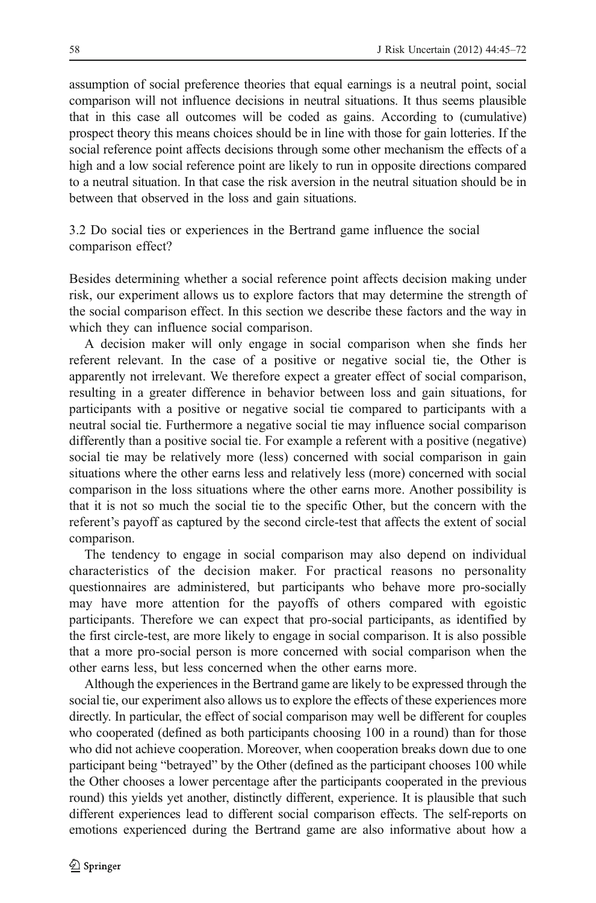assumption of social preference theories that equal earnings is a neutral point, social comparison will not influence decisions in neutral situations. It thus seems plausible that in this case all outcomes will be coded as gains. According to (cumulative) prospect theory this means choices should be in line with those for gain lotteries. If the social reference point affects decisions through some other mechanism the effects of a high and a low social reference point are likely to run in opposite directions compared to a neutral situation. In that case the risk aversion in the neutral situation should be in between that observed in the loss and gain situations.

### 3.2 Do social ties or experiences in the Bertrand game influence the social comparison effect?

Besides determining whether a social reference point affects decision making under risk, our experiment allows us to explore factors that may determine the strength of the social comparison effect. In this section we describe these factors and the way in which they can influence social comparison.

A decision maker will only engage in social comparison when she finds her referent relevant. In the case of a positive or negative social tie, the Other is apparently not irrelevant. We therefore expect a greater effect of social comparison, resulting in a greater difference in behavior between loss and gain situations, for participants with a positive or negative social tie compared to participants with a neutral social tie. Furthermore a negative social tie may influence social comparison differently than a positive social tie. For example a referent with a positive (negative) social tie may be relatively more (less) concerned with social comparison in gain situations where the other earns less and relatively less (more) concerned with social comparison in the loss situations where the other earns more. Another possibility is that it is not so much the social tie to the specific Other, but the concern with the referent's payoff as captured by the second circle-test that affects the extent of social comparison.

The tendency to engage in social comparison may also depend on individual characteristics of the decision maker. For practical reasons no personality questionnaires are administered, but participants who behave more pro-socially may have more attention for the payoffs of others compared with egoistic participants. Therefore we can expect that pro-social participants, as identified by the first circle-test, are more likely to engage in social comparison. It is also possible that a more pro-social person is more concerned with social comparison when the other earns less, but less concerned when the other earns more.

Although the experiences in the Bertrand game are likely to be expressed through the social tie, our experiment also allows us to explore the effects of these experiences more directly. In particular, the effect of social comparison may well be different for couples who cooperated (defined as both participants choosing 100 in a round) than for those who did not achieve cooperation. Moreover, when cooperation breaks down due to one participant being "betrayed" by the Other (defined as the participant chooses 100 while the Other chooses a lower percentage after the participants cooperated in the previous round) this yields yet another, distinctly different, experience. It is plausible that such different experiences lead to different social comparison effects. The self-reports on emotions experienced during the Bertrand game are also informative about how a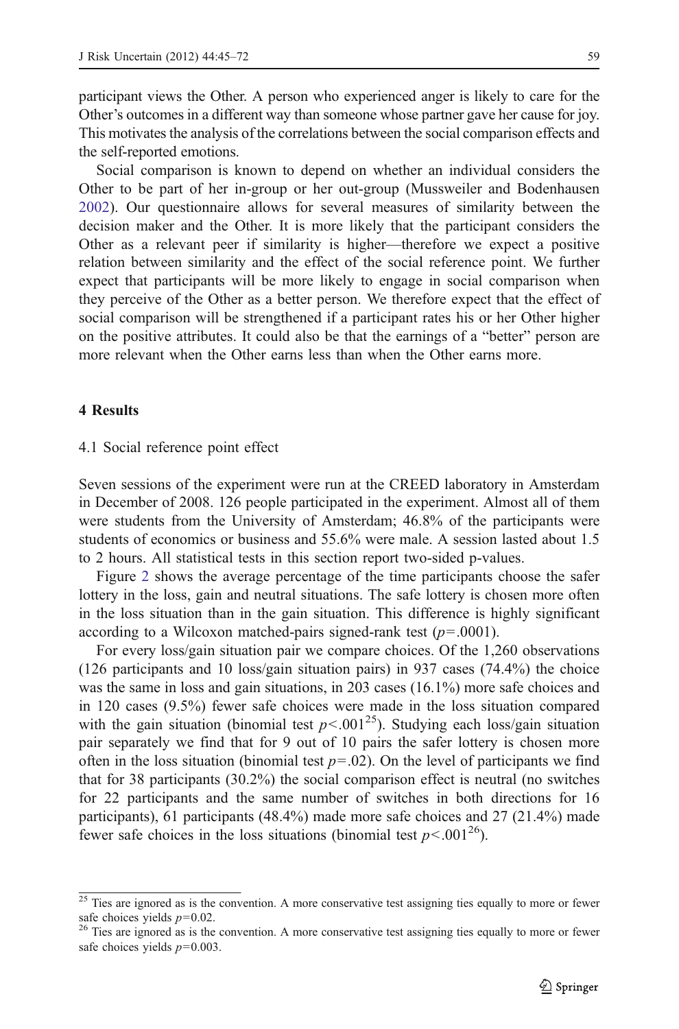participant views the Other. A person who experienced anger is likely to care for the Other's outcomes in a different way than someone whose partner gave her cause for joy. This motivates the analysis of the correlations between the social comparison effects and the self-reported emotions.

Social comparison is known to depend on whether an individual considers the Other to be part of her in-group or her out-group (Mussweiler and Bodenhausen 2002). Our questionnaire allows for several measures of similarity between the decision maker and the Other. It is more likely that the participant considers the Other as a relevant peer if similarity is higher—therefore we expect a positive relation between similarity and the effect of the social reference point. We further expect that participants will be more likely to engage in social comparison when they perceive of the Other as a better person. We therefore expect that the effect of social comparison will be strengthened if a participant rates his or her Other higher on the positive attributes. It could also be that the earnings of a "better" person are more relevant when the Other earns less than when the Other earns more.

## 4 Results

### 4.1 Social reference point effect

Seven sessions of the experiment were run at the CREED laboratory in Amsterdam in December of 2008. 126 people participated in the experiment. Almost all of them were students from the University of Amsterdam; 46.8% of the participants were students of economics or business and 55.6% were male. A session lasted about 1.5 to 2 hours. All statistical tests in this section report two-sided p-values.

Figure 2 shows the average percentage of the time participants choose the safer lottery in the loss, gain and neutral situations. The safe lottery is chosen more often in the loss situation than in the gain situation. This difference is highly significant according to a Wilcoxon matched-pairs signed-rank test ($p=.0001$).

For every loss/gain situation pair we compare choices. Of the 1,260 observations (126 participants and 10 loss/gain situation pairs) in 937 cases (74.4%) the choice was the same in loss and gain situations, in 203 cases (16.1%) more safe choices and in 120 cases (9.5%) fewer safe choices were made in the loss situation compared with the gain situation (binomial test $p<.001$[25]). Studying each loss/gain situation pair separately we find that for 9 out of 10 pairs the safer lottery is chosen more often in the loss situation (binomial test $p=.02$). On the level of participants we find that for 38 participants (30.2%) the social comparison effect is neutral (no switches for 22 participants and the same number of switches in both directions for 16 participants), 61 participants (48.4%) made more safe choices and 27 (21.4%) made fewer safe choices in the loss situations (binomial test $p<.001$[26]).

---

[25] Ties are ignored as is the convention. A more conservative test assigning ties equally to more or fewer safe choices yields $p=0.02$.

[26] Ties are ignored as is the convention. A more conservative test assigning ties equally to more or fewer safe choices yields $p=0.003$.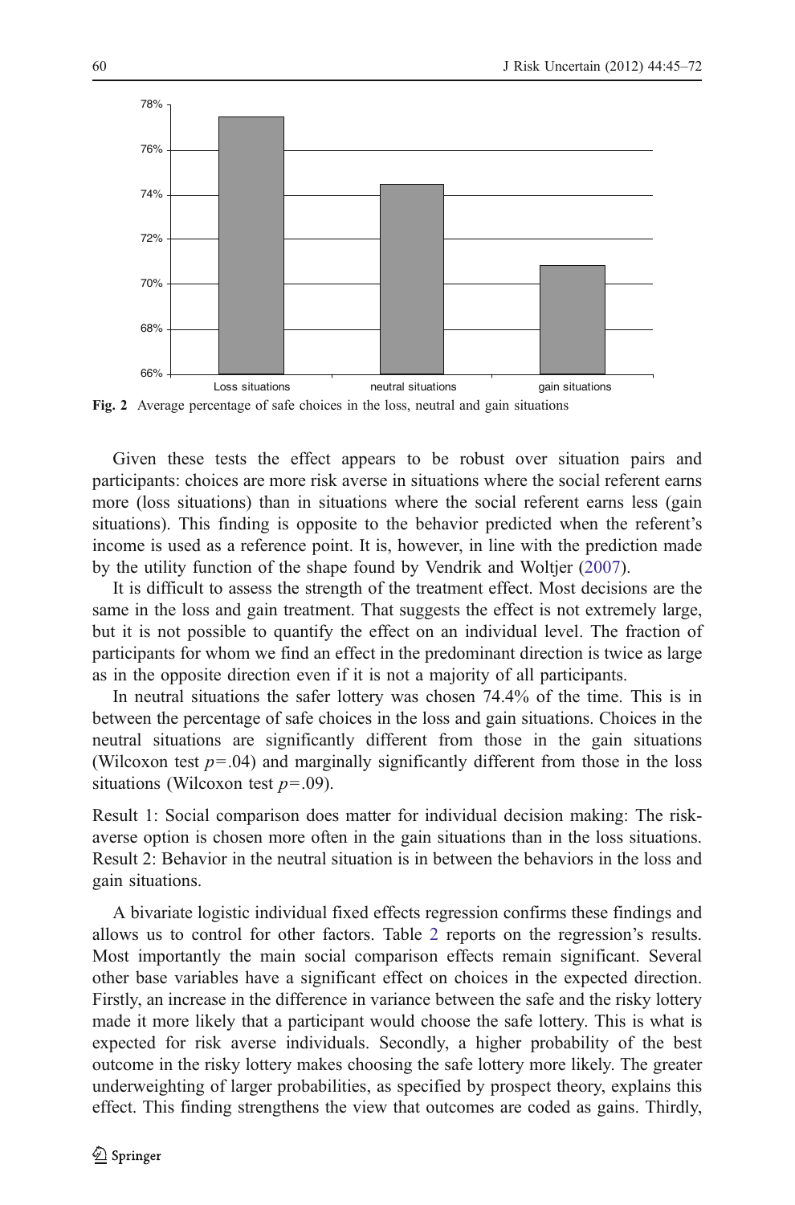Fig. 2 Average percentage of safe choices in the loss, neutral and gain situations

Given these tests the effect appears to be robust over situation pairs and participants: choices are more risk averse in situations where the social referent earns more (loss situations) than in situations where the social referent earns less (gain situations). This finding is opposite to the behavior predicted when the referent's income is used as a reference point. It is, however, in line with the prediction made by the utility function of the shape found by Vendrik and Woltjer (2007).

It is difficult to assess the strength of the treatment effect. Most decisions are the same in the loss and gain treatment. That suggests the effect is not extremely large, but it is not possible to quantify the effect on an individual level. The fraction of participants for whom we find an effect in the predominant direction is twice as large as in the opposite direction even if it is not a majority of all participants.

In neutral situations the safer lottery was chosen 74.4% of the time. This is in between the percentage of safe choices in the loss and gain situations. Choices in the neutral situations are significantly different from those in the gain situations (Wilcoxon test $p=.04$) and marginally significantly different from those in the loss situations (Wilcoxon test $p=.09$).

Result 1: Social comparison does matter for individual decision making: The risk-averse option is chosen more often in the gain situations than in the loss situations.
Result 2: Behavior in the neutral situation is in between the behaviors in the loss and gain situations.

A bivariate logistic individual fixed effects regression confirms these findings and allows us to control for other factors. Table 2 reports on the regression's results. Most importantly the main social comparison effects remain significant. Several other base variables have a significant effect on choices in the expected direction. Firstly, an increase in the difference in variance between the safe and the risky lottery made it more likely that a participant would choose the safe lottery. This is what is expected for risk averse individuals. Secondly, a higher probability of the best outcome in the risky lottery makes choosing the safe lottery more likely. The greater underweighting of larger probabilities, as specified by prospect theory, explains this effect. This finding strengthens the view that outcomes are coded as gains. Thirdly,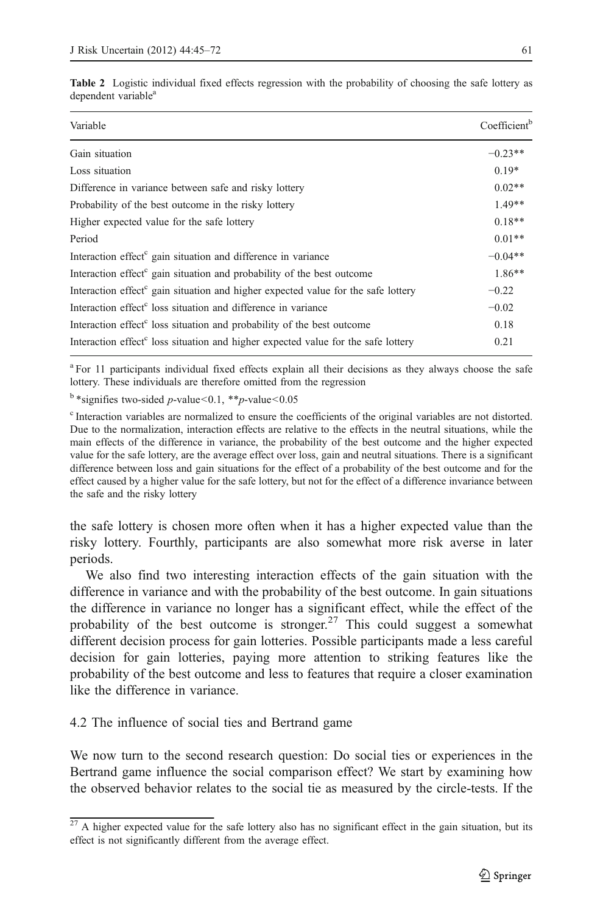**Table 2** Logistic individual fixed effects regression with the probability of choosing the safe lottery as dependent variable[a]

| Variable | Coefficient[b] |
|---|---|
| Gain situation | −0.23** |
| Loss situation | 0.19* |
| Difference in variance between safe and risky lottery | 0.02** |
| Probability of the best outcome in the risky lottery | 1.49** |
| Higher expected value for the safe lottery | 0.18** |
| Period | 0.01** |
| Interaction effect[c] gain situation and difference in variance | −0.04** |
| Interaction effect[c] gain situation and probability of the best outcome | 1.86** |
| Interaction effect[c] gain situation and higher expected value for the safe lottery | −0.22 |
| Interaction effect[c] loss situation and difference in variance | −0.02 |
| Interaction effect[c] loss situation and probability of the best outcome | 0.18 |
| Interaction effect[c] loss situation and higher expected value for the safe lottery | 0.21 |

[a] For 11 participants individual fixed effects explain all their decisions as they always choose the safe lottery. These individuals are therefore omitted from the regression

[b] *signifies two-sided $p$-value<0.1, **$p$-value<0.05

[c] Interaction variables are normalized to ensure the coefficients of the original variables are not distorted. Due to the normalization, interaction effects are relative to the effects in the neutral situations, while the main effects of the difference in variance, the probability of the best outcome and the higher expected value for the safe lottery, are the average effect over loss, gain and neutral situations. There is a significant difference between loss and gain situations for the effect of a probability of the best outcome and for the effect caused by a higher value for the safe lottery, but not for the effect of a difference invariance between the safe and the risky lottery

the safe lottery is chosen more often when it has a higher expected value than the risky lottery. Fourthly, participants are also somewhat more risk averse in later periods.

We also find two interesting interaction effects of the gain situation with the difference in variance and with the probability of the best outcome. In gain situations the difference in variance no longer has a significant effect, while the effect of the probability of the best outcome is stronger.[27] This could suggest a somewhat different decision process for gain lotteries. Possible participants made a less careful decision for gain lotteries, paying more attention to striking features like the probability of the best outcome and less to features that require a closer examination like the difference in variance.

### 4.2 The influence of social ties and Bertrand game

We now turn to the second research question: Do social ties or experiences in the Bertrand game influence the social comparison effect? We start by examining how the observed behavior relates to the social tie as measured by the circle-tests. If the

[27] A higher expected value for the safe lottery also has no significant effect in the gain situation, but its effect is not significantly different from the average effect.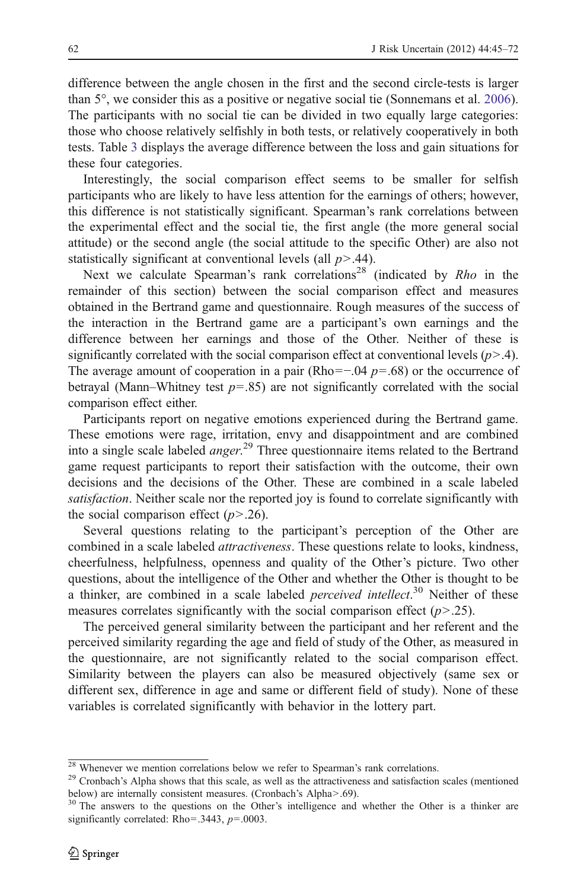difference between the angle chosen in the first and the second circle-tests is larger than 5°, we consider this as a positive or negative social tie (Sonnemans et al. 2006). The participants with no social tie can be divided in two equally large categories: those who choose relatively selfishly in both tests, or relatively cooperatively in both tests. Table 3 displays the average difference between the loss and gain situations for these four categories.

Interestingly, the social comparison effect seems to be smaller for selfish participants who are likely to have less attention for the earnings of others; however, this difference is not statistically significant. Spearman's rank correlations between the experimental effect and the social tie, the first angle (the more general social attitude) or the second angle (the social attitude to the specific Other) are also not statistically significant at conventional levels (all $p > .44$).

Next we calculate Spearman's rank correlations[28] (indicated by *Rho* in the remainder of this section) between the social comparison effect and measures obtained in the Bertrand game and questionnaire. Rough measures of the success of the interaction in the Bertrand game are a participant's own earnings and the difference between her earnings and those of the Other. Neither of these is significantly correlated with the social comparison effect at conventional levels ($p > .4$). The average amount of cooperation in a pair (Rho$=-.04$ $p = .68$) or the occurrence of betrayal (Mann–Whitney test $p = .85$) are not significantly correlated with the social comparison effect either.

Participants report on negative emotions experienced during the Bertrand game. These emotions were rage, irritation, envy and disappointment and are combined into a single scale labeled *anger*.[29] Three questionnaire items related to the Bertrand game request participants to report their satisfaction with the outcome, their own decisions and the decisions of the Other. These are combined in a scale labeled *satisfaction*. Neither scale nor the reported joy is found to correlate significantly with the social comparison effect ($p > .26$).

Several questions relating to the participant's perception of the Other are combined in a scale labeled *attractiveness*. These questions relate to looks, kindness, cheerfulness, helpfulness, openness and quality of the Other's picture. Two other questions, about the intelligence of the Other and whether the Other is thought to be a thinker, are combined in a scale labeled *perceived intellect*.[30] Neither of these measures correlates significantly with the social comparison effect ($p > .25$).

The perceived general similarity between the participant and her referent and the perceived similarity regarding the age and field of study of the Other, as measured in the questionnaire, are not significantly related to the social comparison effect. Similarity between the players can also be measured objectively (same sex or different sex, difference in age and same or different field of study). None of these variables is correlated significantly with behavior in the lottery part.

---

[28] Whenever we mention correlations below we refer to Spearman's rank correlations.

[29] Cronbach's Alpha shows that this scale, as well as the attractiveness and satisfaction scales (mentioned below) are internally consistent measures. (Cronbach's Alpha$>.69$).

[30] The answers to the questions on the Other's intelligence and whether the Other is a thinker are significantly correlated: Rho$=.3443$, $p = .0003$.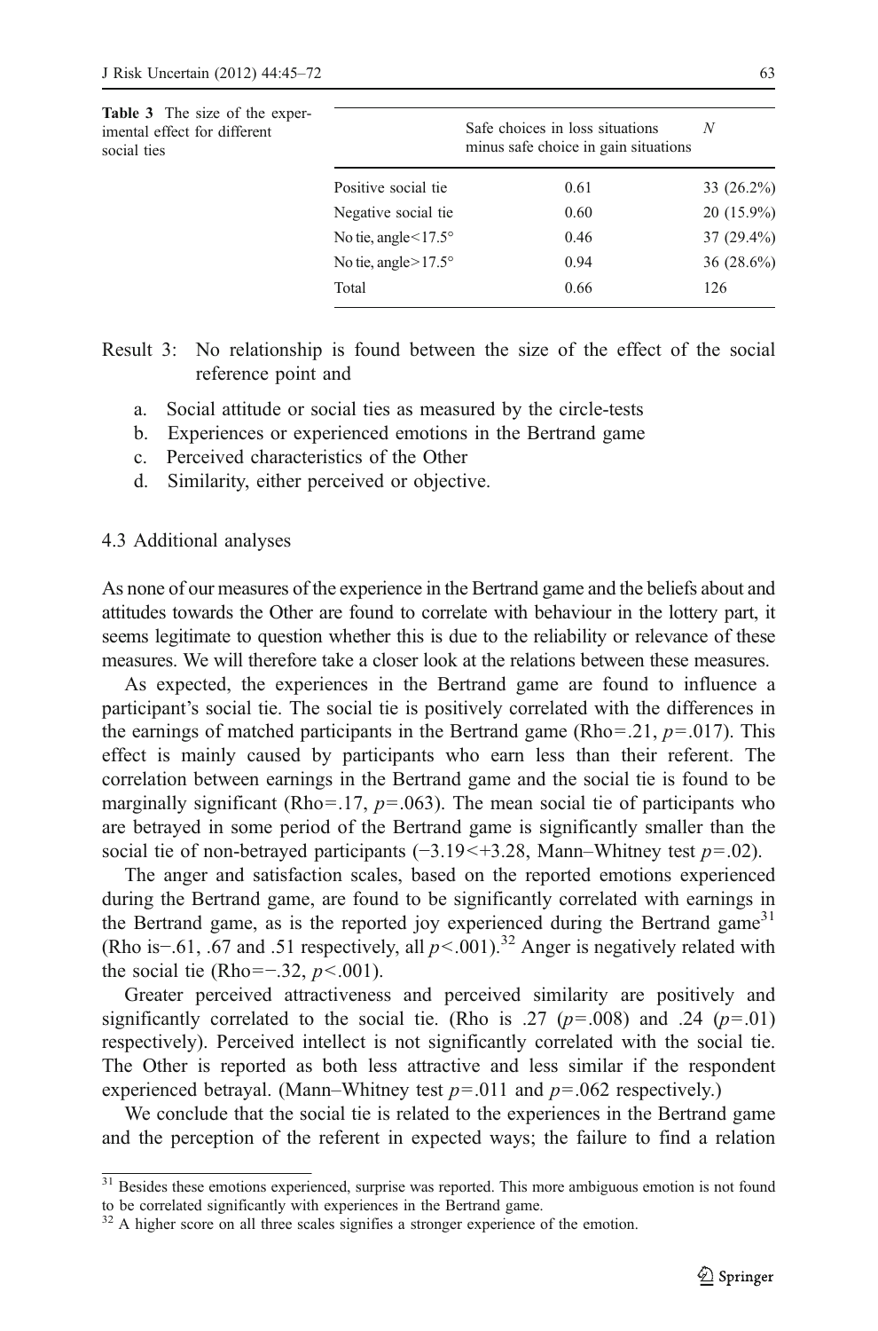**Table 3** The size of the experimental effect for different social ties

| | Safe choices in loss situations minus safe choice in gain situations | *N* |
|---|---|---|
| Positive social tie | 0.61 | 33 (26.2%) |
| Negative social tie | 0.60 | 20 (15.9%) |
| No tie, angle<17.5° | 0.46 | 37 (29.4%) |
| No tie, angle>17.5° | 0.94 | 36 (28.6%) |
| Total | 0.66 | 126 |

Result 3: No relationship is found between the size of the effect of the social reference point and

a. Social attitude or social ties as measured by the circle-tests
b. Experiences or experienced emotions in the Bertrand game
c. Perceived characteristics of the Other
d. Similarity, either perceived or objective.

### 4.3 Additional analyses

As none of our measures of the experience in the Bertrand game and the beliefs about and attitudes towards the Other are found to correlate with behaviour in the lottery part, it seems legitimate to question whether this is due to the reliability or relevance of these measures. We will therefore take a closer look at the relations between these measures.

As expected, the experiences in the Bertrand game are found to influence a participant's social tie. The social tie is positively correlated with the differences in the earnings of matched participants in the Bertrand game (Rho=.21, $p=.017$). This effect is mainly caused by participants who earn less than their referent. The correlation between earnings in the Bertrand game and the social tie is found to be marginally significant (Rho=.17, $p=.063$). The mean social tie of participants who are betrayed in some period of the Bertrand game is significantly smaller than the social tie of non-betrayed participants ($-3.19<+3.28$, Mann–Whitney test $p=.02$).

The anger and satisfaction scales, based on the reported emotions experienced during the Bertrand game, are found to be significantly correlated with earnings in the Bertrand game, as is the reported joy experienced during the Bertrand game[31] (Rho is−.61, .67 and .51 respectively, all $p<.001$).[32] Anger is negatively related with the social tie (Rho=−.32, $p<.001$).

Greater perceived attractiveness and perceived similarity are positively and significantly correlated to the social tie. (Rho is .27 ($p=.008$) and .24 ($p=.01$) respectively). Perceived intellect is not significantly correlated with the social tie. The Other is reported as both less attractive and less similar if the respondent experienced betrayal. (Mann–Whitney test $p=.011$ and $p=.062$ respectively.)

We conclude that the social tie is related to the experiences in the Bertrand game and the perception of the referent in expected ways; the failure to find a relation

[31] Besides these emotions experienced, surprise was reported. This more ambiguous emotion is not found to be correlated significantly with experiences in the Bertrand game.

[32] A higher score on all three scales signifies a stronger experience of the emotion.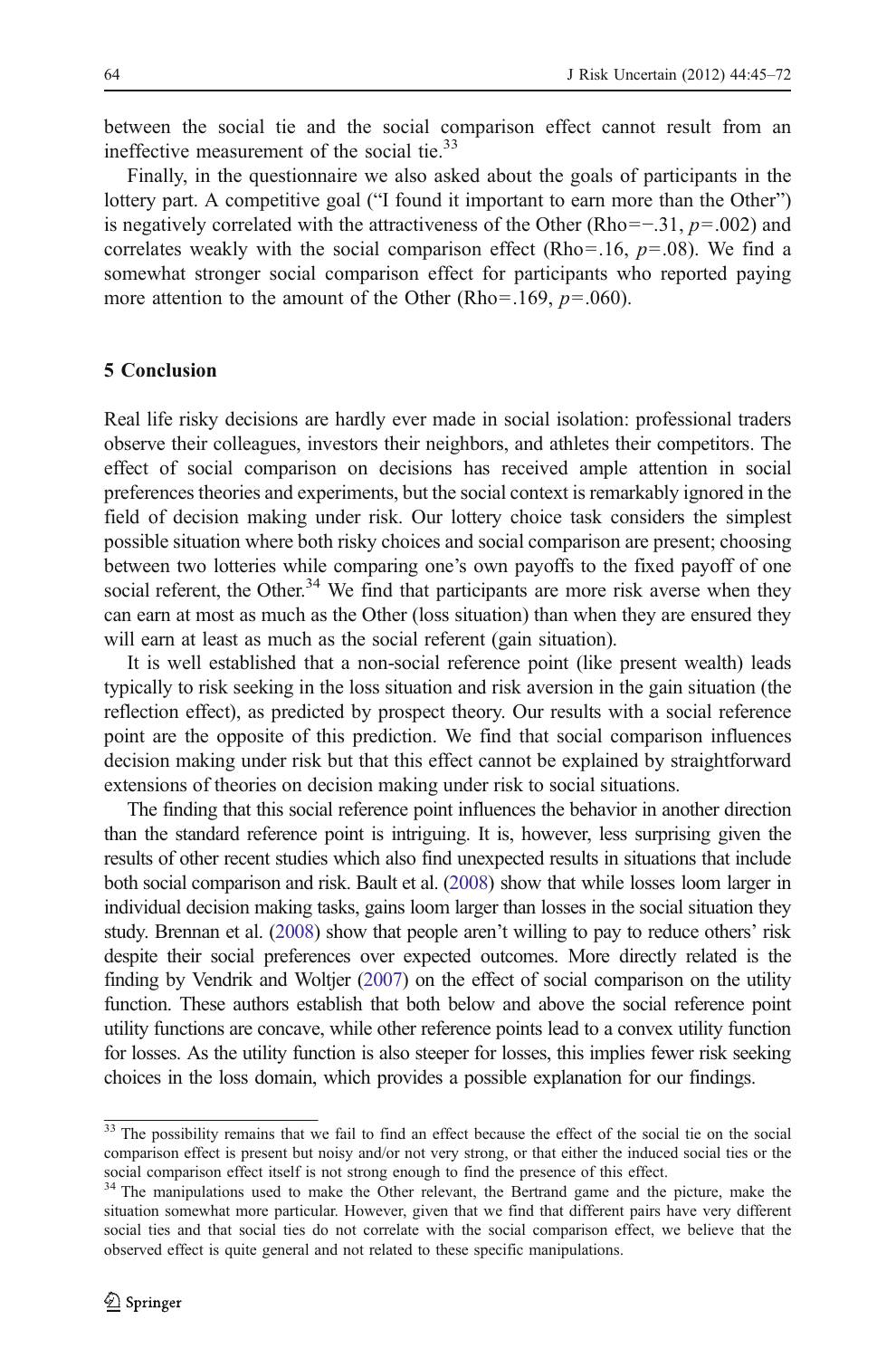between the social tie and the social comparison effect cannot result from an ineffective measurement of the social tie.[33]

Finally, in the questionnaire we also asked about the goals of participants in the lottery part. A competitive goal ("I found it important to earn more than the Other") is negatively correlated with the attractiveness of the Other (Rho=−.31, $p$=.002) and correlates weakly with the social comparison effect (Rho=.16, $p$=.08). We find a somewhat stronger social comparison effect for participants who reported paying more attention to the amount of the Other (Rho=.169, $p$=.060).

## 5 Conclusion

Real life risky decisions are hardly ever made in social isolation: professional traders observe their colleagues, investors their neighbors, and athletes their competitors. The effect of social comparison on decisions has received ample attention in social preferences theories and experiments, but the social context is remarkably ignored in the field of decision making under risk. Our lottery choice task considers the simplest possible situation where both risky choices and social comparison are present; choosing between two lotteries while comparing one's own payoffs to the fixed payoff of one social referent, the Other.[34] We find that participants are more risk averse when they can earn at most as much as the Other (loss situation) than when they are ensured they will earn at least as much as the social referent (gain situation).

It is well established that a non-social reference point (like present wealth) leads typically to risk seeking in the loss situation and risk aversion in the gain situation (the reflection effect), as predicted by prospect theory. Our results with a social reference point are the opposite of this prediction. We find that social comparison influences decision making under risk but that this effect cannot be explained by straightforward extensions of theories on decision making under risk to social situations.

The finding that this social reference point influences the behavior in another direction than the standard reference point is intriguing. It is, however, less surprising given the results of other recent studies which also find unexpected results in situations that include both social comparison and risk. Bault et al. (2008) show that while losses loom larger in individual decision making tasks, gains loom larger than losses in the social situation they study. Brennan et al. (2008) show that people aren't willing to pay to reduce others' risk despite their social preferences over expected outcomes. More directly related is the finding by Vendrik and Woltjer (2007) on the effect of social comparison on the utility function. These authors establish that both below and above the social reference point utility functions are concave, while other reference points lead to a convex utility function for losses. As the utility function is also steeper for losses, this implies fewer risk seeking choices in the loss domain, which provides a possible explanation for our findings.

---

[33] The possibility remains that we fail to find an effect because the effect of the social tie on the social comparison effect is present but noisy and/or not very strong, or that either the induced social ties or the social comparison effect itself is not strong enough to find the presence of this effect.

[34] The manipulations used to make the Other relevant, the Bertrand game and the picture, make the situation somewhat more particular. However, given that we find that different pairs have very different social ties and that social ties do not correlate with the social comparison effect, we believe that the observed effect is quite general and not related to these specific manipulations.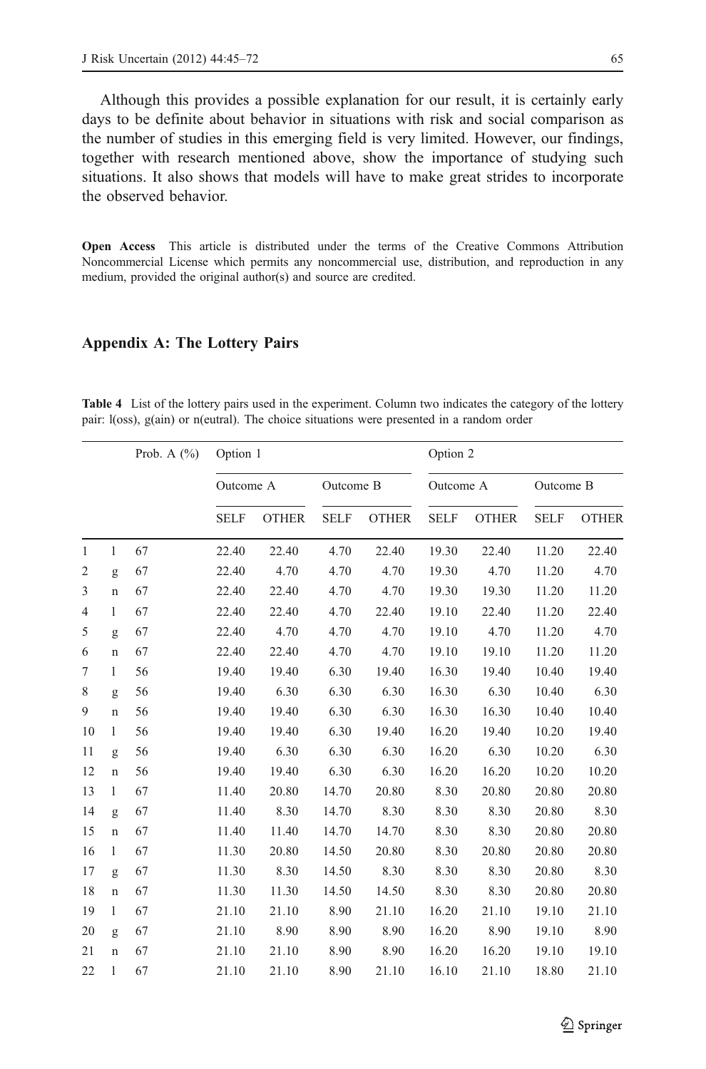Although this provides a possible explanation for our result, it is certainly early days to be definite about behavior in situations with risk and social comparison as the number of studies in this emerging field is very limited. However, our findings, together with research mentioned above, show the importance of studying such situations. It also shows that models will have to make great strides to incorporate the observed behavior.

**Open Access** This article is distributed under the terms of the Creative Commons Attribution Noncommercial License which permits any noncommercial use, distribution, and reproduction in any medium, provided the original author(s) and source are credited.

## Appendix A: The Lottery Pairs

**Table 4** List of the lottery pairs used in the experiment. Column two indicates the category of the lottery pair: l(oss), g(ain) or n(eutral). The choice situations were presented in a random order

| | | Prob. A (%) | Option 1 | | | | Option 2 | | | |
|---|---|---|---|---|---|---|---|---|---|---|
| | | | Outcome A | | Outcome B | | Outcome A | | Outcome B | |
| | | | SELF | OTHER | SELF | OTHER | SELF | OTHER | SELF | OTHER |
| 1 | l | 67 | 22.40 | 22.40 | 4.70 | 22.40 | 19.30 | 22.40 | 11.20 | 22.40 |
| 2 | g | 67 | 22.40 | 4.70 | 4.70 | 4.70 | 19.30 | 4.70 | 11.20 | 4.70 |
| 3 | n | 67 | 22.40 | 22.40 | 4.70 | 4.70 | 19.30 | 19.30 | 11.20 | 11.20 |
| 4 | l | 67 | 22.40 | 22.40 | 4.70 | 22.40 | 19.10 | 22.40 | 11.20 | 22.40 |
| 5 | g | 67 | 22.40 | 4.70 | 4.70 | 4.70 | 19.10 | 4.70 | 11.20 | 4.70 |
| 6 | n | 67 | 22.40 | 22.40 | 4.70 | 4.70 | 19.10 | 19.10 | 11.20 | 11.20 |
| 7 | l | 56 | 19.40 | 19.40 | 6.30 | 19.40 | 16.30 | 19.40 | 10.40 | 19.40 |
| 8 | g | 56 | 19.40 | 6.30 | 6.30 | 6.30 | 16.30 | 6.30 | 10.40 | 6.30 |
| 9 | n | 56 | 19.40 | 19.40 | 6.30 | 6.30 | 16.30 | 16.30 | 10.40 | 10.40 |
| 10 | l | 56 | 19.40 | 19.40 | 6.30 | 19.40 | 16.20 | 19.40 | 10.20 | 19.40 |
| 11 | g | 56 | 19.40 | 6.30 | 6.30 | 6.30 | 16.20 | 6.30 | 10.20 | 6.30 |
| 12 | n | 56 | 19.40 | 19.40 | 6.30 | 6.30 | 16.20 | 16.20 | 10.20 | 10.20 |
| 13 | l | 67 | 11.40 | 20.80 | 14.70 | 20.80 | 8.30 | 20.80 | 20.80 | 20.80 |
| 14 | g | 67 | 11.40 | 8.30 | 14.70 | 8.30 | 8.30 | 8.30 | 20.80 | 8.30 |
| 15 | n | 67 | 11.40 | 11.40 | 14.70 | 14.70 | 8.30 | 8.30 | 20.80 | 20.80 |
| 16 | l | 67 | 11.30 | 20.80 | 14.50 | 20.80 | 8.30 | 20.80 | 20.80 | 20.80 |
| 17 | g | 67 | 11.30 | 8.30 | 14.50 | 8.30 | 8.30 | 8.30 | 20.80 | 8.30 |
| 18 | n | 67 | 11.30 | 11.30 | 14.50 | 14.50 | 8.30 | 8.30 | 20.80 | 20.80 |
| 19 | l | 67 | 21.10 | 21.10 | 8.90 | 21.10 | 16.20 | 21.10 | 19.10 | 21.10 |
| 20 | g | 67 | 21.10 | 8.90 | 8.90 | 8.90 | 16.20 | 8.90 | 19.10 | 8.90 |
| 21 | n | 67 | 21.10 | 21.10 | 8.90 | 8.90 | 16.20 | 16.20 | 19.10 | 19.10 |
| 22 | l | 67 | 21.10 | 21.10 | 8.90 | 21.10 | 16.10 | 21.10 | 18.80 | 21.10 |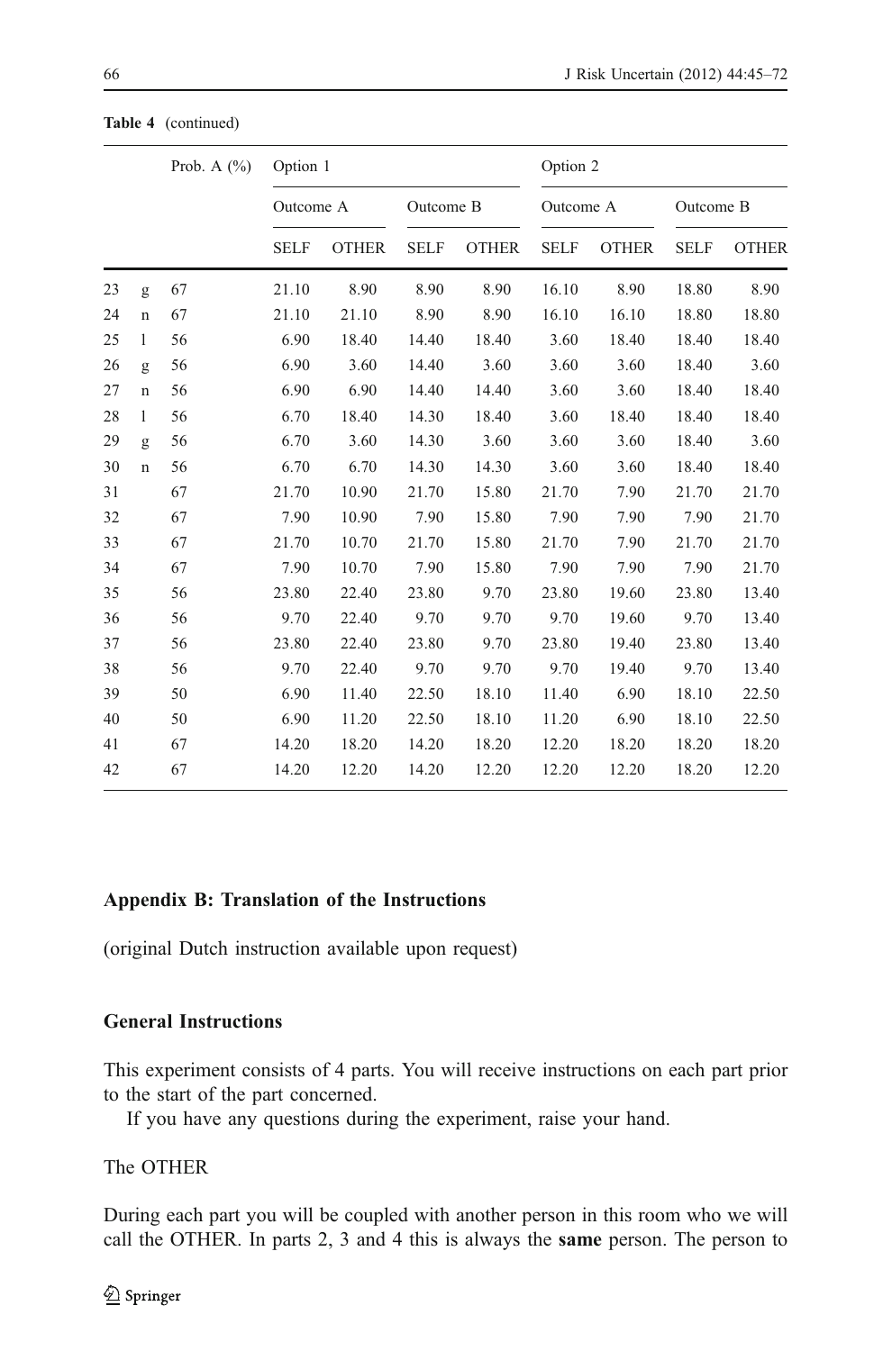**Table 4** (continued)

| | | Prob. A (%) | Option 1 | | | | Option 2 | | | |
|---|---|---|---|---|---|---|---|---|---|---|
| | | | Outcome A | | Outcome B | | Outcome A | | Outcome B | |
| | | | SELF | OTHER | SELF | OTHER | SELF | OTHER | SELF | OTHER |
| 23 | g | 67 | 21.10 | 8.90 | 8.90 | 8.90 | 16.10 | 8.90 | 18.80 | 8.90 |
| 24 | n | 67 | 21.10 | 21.10 | 8.90 | 8.90 | 16.10 | 16.10 | 18.80 | 18.80 |
| 25 | l | 56 | 6.90 | 18.40 | 14.40 | 18.40 | 3.60 | 18.40 | 18.40 | 18.40 |
| 26 | g | 56 | 6.90 | 3.60 | 14.40 | 3.60 | 3.60 | 3.60 | 18.40 | 3.60 |
| 27 | n | 56 | 6.90 | 6.90 | 14.40 | 14.40 | 3.60 | 3.60 | 18.40 | 18.40 |
| 28 | l | 56 | 6.70 | 18.40 | 14.30 | 18.40 | 3.60 | 18.40 | 18.40 | 18.40 |
| 29 | g | 56 | 6.70 | 3.60 | 14.30 | 3.60 | 3.60 | 3.60 | 18.40 | 3.60 |
| 30 | n | 56 | 6.70 | 6.70 | 14.30 | 14.30 | 3.60 | 3.60 | 18.40 | 18.40 |
| 31 | | 67 | 21.70 | 10.90 | 21.70 | 15.80 | 21.70 | 7.90 | 21.70 | 21.70 |
| 32 | | 67 | 7.90 | 10.90 | 7.90 | 15.80 | 7.90 | 7.90 | 7.90 | 21.70 |
| 33 | | 67 | 21.70 | 10.70 | 21.70 | 15.80 | 21.70 | 7.90 | 21.70 | 21.70 |
| 34 | | 67 | 7.90 | 10.70 | 7.90 | 15.80 | 7.90 | 7.90 | 7.90 | 21.70 |
| 35 | | 56 | 23.80 | 22.40 | 23.80 | 9.70 | 23.80 | 19.60 | 23.80 | 13.40 |
| 36 | | 56 | 9.70 | 22.40 | 9.70 | 9.70 | 9.70 | 19.60 | 9.70 | 13.40 |
| 37 | | 56 | 23.80 | 22.40 | 23.80 | 9.70 | 23.80 | 19.40 | 23.80 | 13.40 |
| 38 | | 56 | 9.70 | 22.40 | 9.70 | 9.70 | 9.70 | 19.40 | 9.70 | 13.40 |
| 39 | | 50 | 6.90 | 11.40 | 22.50 | 18.10 | 11.40 | 6.90 | 18.10 | 22.50 |
| 40 | | 50 | 6.90 | 11.20 | 22.50 | 18.10 | 11.20 | 6.90 | 18.10 | 22.50 |
| 41 | | 67 | 14.20 | 18.20 | 14.20 | 18.20 | 12.20 | 18.20 | 18.20 | 18.20 |
| 42 | | 67 | 14.20 | 12.20 | 14.20 | 12.20 | 12.20 | 12.20 | 18.20 | 12.20 |

## Appendix B: Translation of the Instructions

(original Dutch instruction available upon request)

### General Instructions

This experiment consists of 4 parts. You will receive instructions on each part prior to the start of the part concerned.

If you have any questions during the experiment, raise your hand.

The OTHER

During each part you will be coupled with another person in this room who we will call the OTHER. In parts 2, 3 and 4 this is always the **same** person. The person to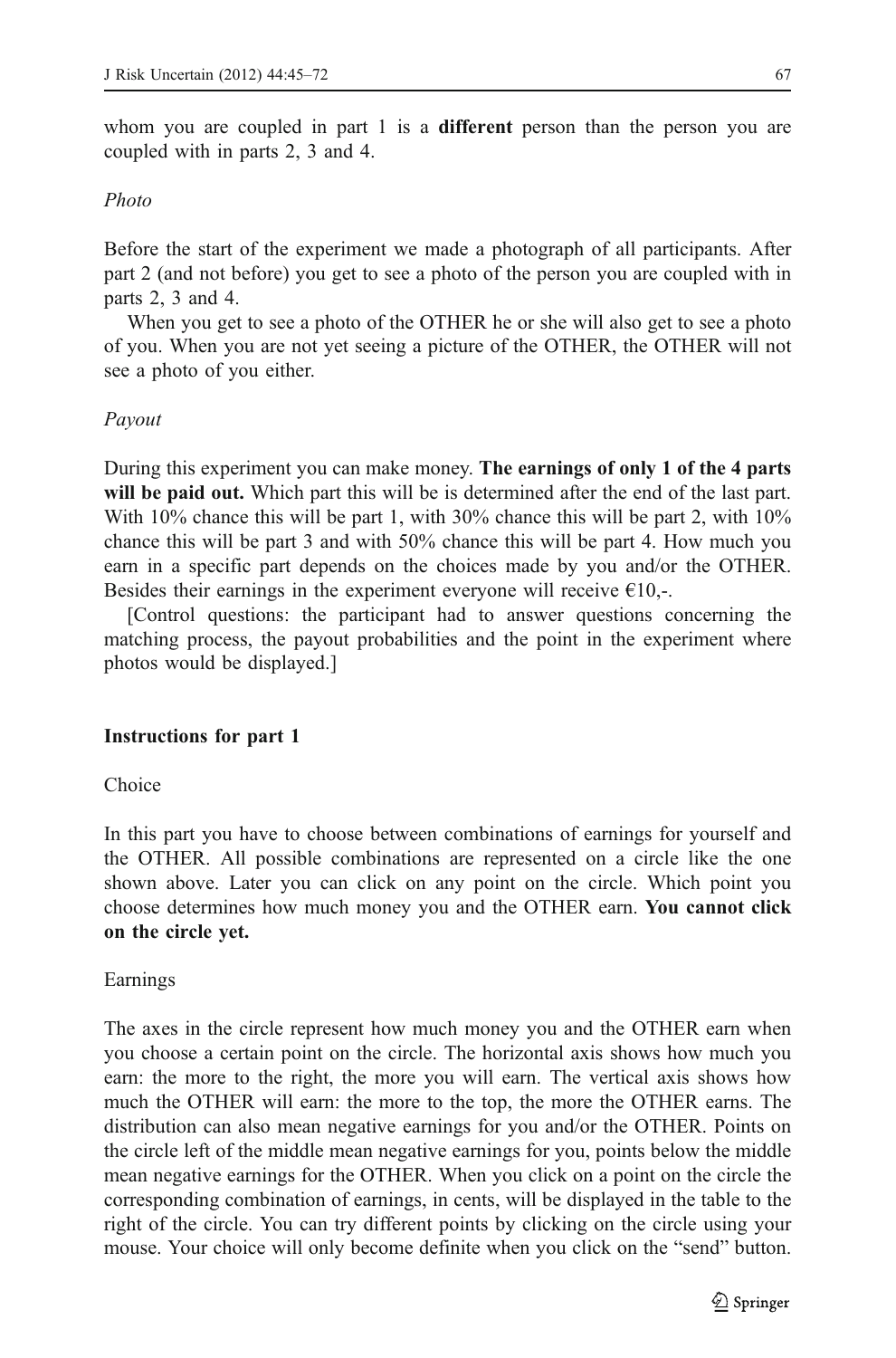whom you are coupled in part 1 is a **different** person than the person you are coupled with in parts 2, 3 and 4.

*Photo*

Before the start of the experiment we made a photograph of all participants. After part 2 (and not before) you get to see a photo of the person you are coupled with in parts 2, 3 and 4.

When you get to see a photo of the OTHER he or she will also get to see a photo of you. When you are not yet seeing a picture of the OTHER, the OTHER will not see a photo of you either.

*Payout*

During this experiment you can make money. **The earnings of only 1 of the 4 parts will be paid out.** Which part this will be is determined after the end of the last part. With 10% chance this will be part 1, with 30% chance this will be part 2, with 10% chance this will be part 3 and with 50% chance this will be part 4. How much you earn in a specific part depends on the choices made by you and/or the OTHER. Besides their earnings in the experiment everyone will receive €10,-.

[Control questions: the participant had to answer questions concerning the matching process, the payout probabilities and the point in the experiment where photos would be displayed.]

**Instructions for part 1**

Choice

In this part you have to choose between combinations of earnings for yourself and the OTHER. All possible combinations are represented on a circle like the one shown above. Later you can click on any point on the circle. Which point you choose determines how much money you and the OTHER earn. **You cannot click on the circle yet.**

Earnings

The axes in the circle represent how much money you and the OTHER earn when you choose a certain point on the circle. The horizontal axis shows how much you earn: the more to the right, the more you will earn. The vertical axis shows how much the OTHER will earn: the more to the top, the more the OTHER earns. The distribution can also mean negative earnings for you and/or the OTHER. Points on the circle left of the middle mean negative earnings for you, points below the middle mean negative earnings for the OTHER. When you click on a point on the circle the corresponding combination of earnings, in cents, will be displayed in the table to the right of the circle. You can try different points by clicking on the circle using your mouse. Your choice will only become definite when you click on the "send" button.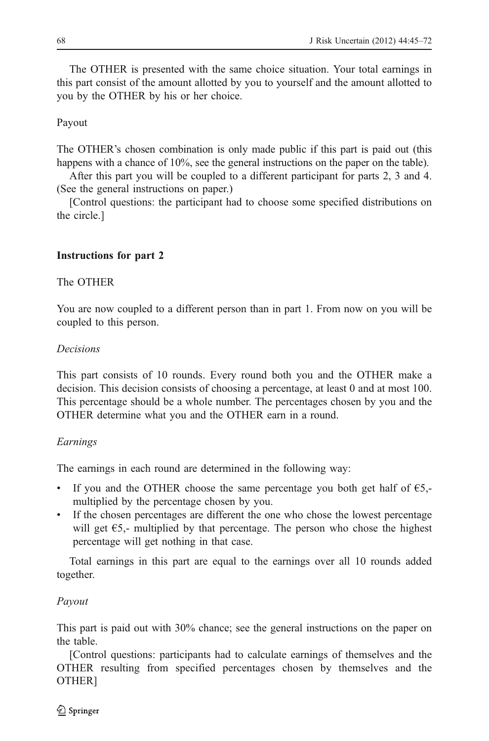The OTHER is presented with the same choice situation. Your total earnings in this part consist of the amount allotted by you to yourself and the amount allotted to you by the OTHER by his or her choice.

Payout

The OTHER's chosen combination is only made public if this part is paid out (this happens with a chance of 10%, see the general instructions on the paper on the table).

After this part you will be coupled to a different participant for parts 2, 3 and 4. (See the general instructions on paper.)

[Control questions: the participant had to choose some specified distributions on the circle.]

### Instructions for part 2

The OTHER

You are now coupled to a different person than in part 1. From now on you will be coupled to this person.

*Decisions*

This part consists of 10 rounds. Every round both you and the OTHER make a decision. This decision consists of choosing a percentage, at least 0 and at most 100. This percentage should be a whole number. The percentages chosen by you and the OTHER determine what you and the OTHER earn in a round.

*Earnings*

The earnings in each round are determined in the following way:

- If you and the OTHER choose the same percentage you both get half of €5,- multiplied by the percentage chosen by you.
- If the chosen percentages are different the one who chose the lowest percentage will get €5,- multiplied by that percentage. The person who chose the highest percentage will get nothing in that case.

Total earnings in this part are equal to the earnings over all 10 rounds added together.

*Payout*

This part is paid out with 30% chance; see the general instructions on the paper on the table.

[Control questions: participants had to calculate earnings of themselves and the OTHER resulting from specified percentages chosen by themselves and the OTHER]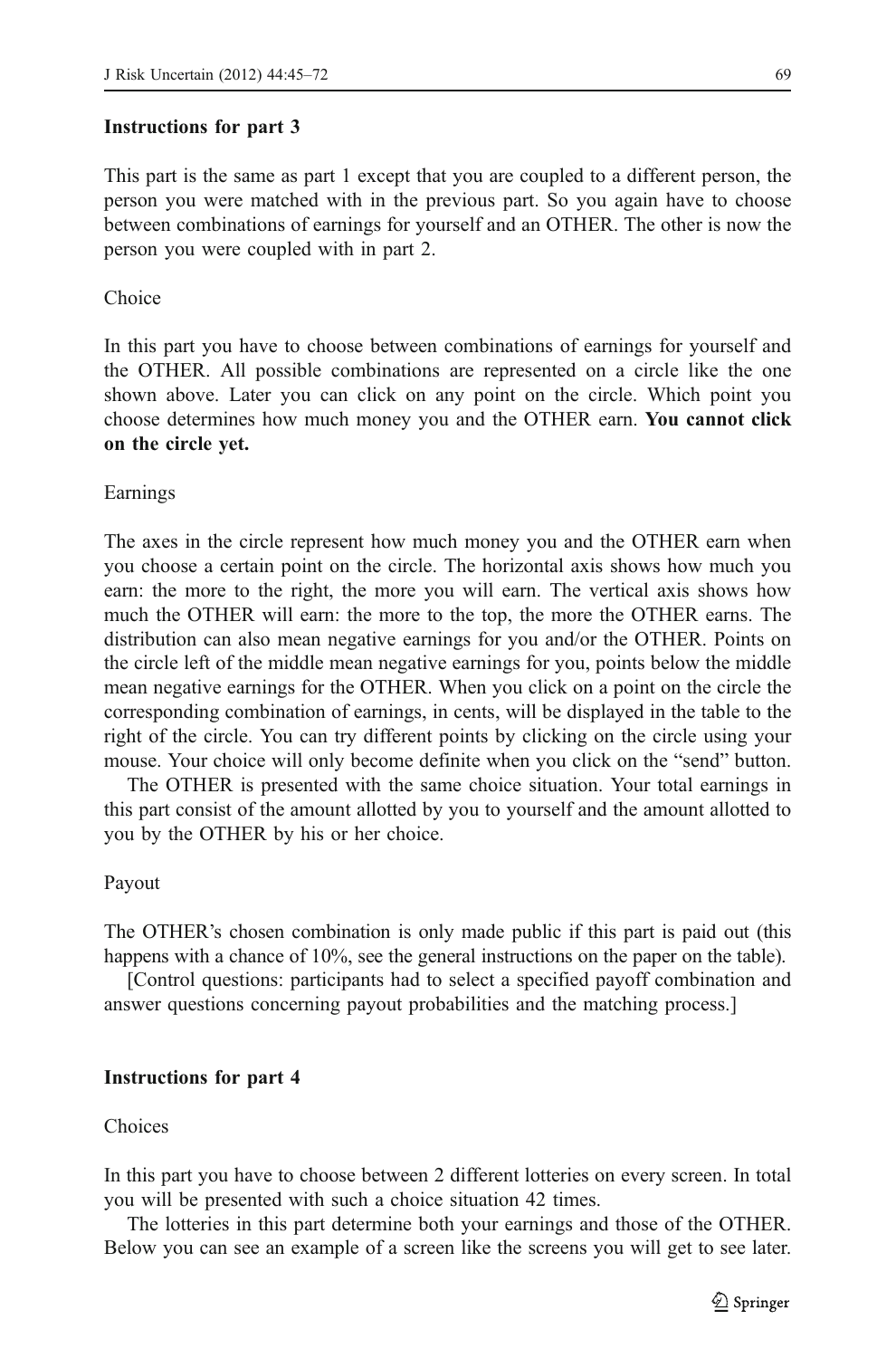### Instructions for part 3

This part is the same as part 1 except that you are coupled to a different person, the person you were matched with in the previous part. So you again have to choose between combinations of earnings for yourself and an OTHER. The other is now the person you were coupled with in part 2.

Choice

In this part you have to choose between combinations of earnings for yourself and the OTHER. All possible combinations are represented on a circle like the one shown above. Later you can click on any point on the circle. Which point you choose determines how much money you and the OTHER earn. **You cannot click on the circle yet.**

Earnings

The axes in the circle represent how much money you and the OTHER earn when you choose a certain point on the circle. The horizontal axis shows how much you earn: the more to the right, the more you will earn. The vertical axis shows how much the OTHER will earn: the more to the top, the more the OTHER earns. The distribution can also mean negative earnings for you and/or the OTHER. Points on the circle left of the middle mean negative earnings for you, points below the middle mean negative earnings for the OTHER. When you click on a point on the circle the corresponding combination of earnings, in cents, will be displayed in the table to the right of the circle. You can try different points by clicking on the circle using your mouse. Your choice will only become definite when you click on the "send" button.

The OTHER is presented with the same choice situation. Your total earnings in this part consist of the amount allotted by you to yourself and the amount allotted to you by the OTHER by his or her choice.

Payout

The OTHER's chosen combination is only made public if this part is paid out (this happens with a chance of 10%, see the general instructions on the paper on the table).

[Control questions: participants had to select a specified payoff combination and answer questions concerning payout probabilities and the matching process.]

### Instructions for part 4

Choices

In this part you have to choose between 2 different lotteries on every screen. In total you will be presented with such a choice situation 42 times.

The lotteries in this part determine both your earnings and those of the OTHER. Below you can see an example of a screen like the screens you will get to see later.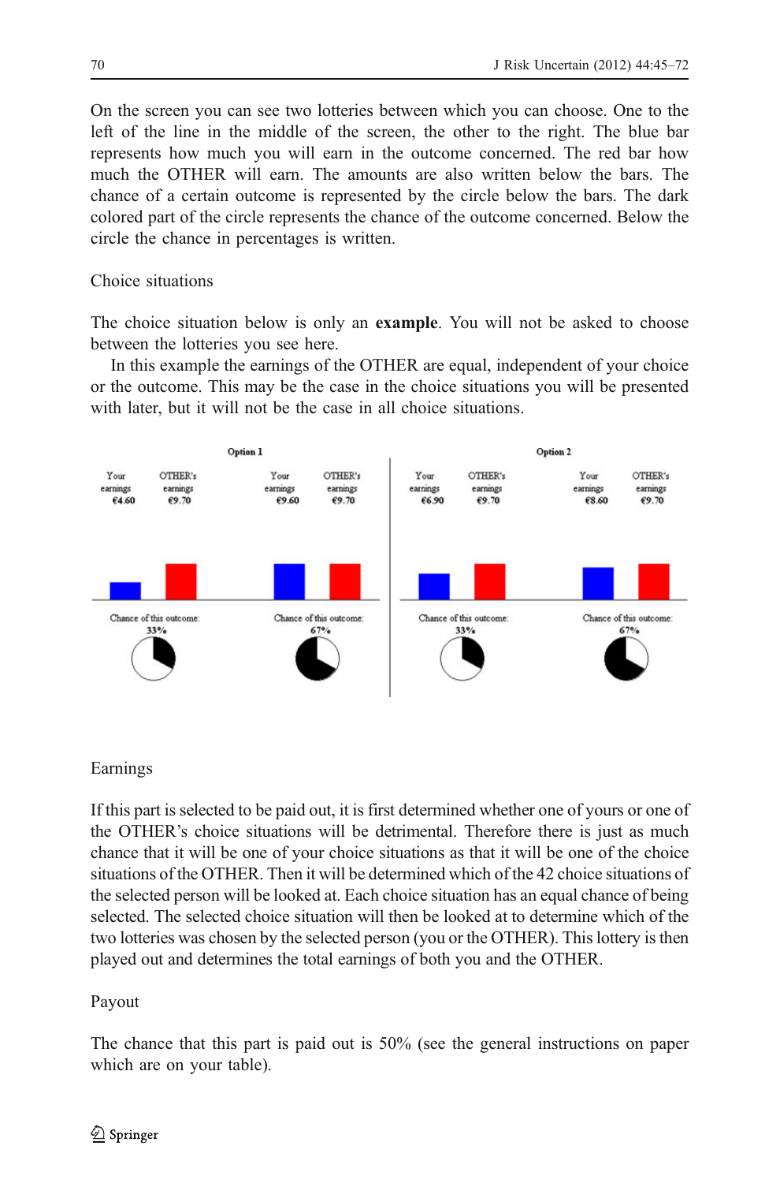On the screen you can see two lotteries between which you can choose. One to the left of the line in the middle of the screen, the other to the right. The blue bar represents how much you will earn in the outcome concerned. The red bar how much the OTHER will earn. The amounts are also written below the bars. The chance of a certain outcome is represented by the circle below the bars. The dark colored part of the circle represents the chance of the outcome concerned. Below the circle the chance in percentages is written.

Choice situations

The choice situation below is only an **example**. You will not be asked to choose between the lotteries you see here.

In this example the earnings of the OTHER are equal, independent of your choice or the outcome. This may be the case in the choice situations you will be presented with later, but it will not be the case in all choice situations.

| Option 1 | | | | Option 2 | | | |
|---|---|---|---|---|---|---|---|
| Your earnings | OTHER's earnings | Your earnings | OTHER's earnings | Your earnings | OTHER's earnings | Your earnings | OTHER's earnings |
| €4.60 | €9.70 | €9.60 | €9.70 | €6.90 | €9.70 | €8.60 | €9.70 |
| Chance of this outcome: 33% | | Chance of this outcome: 67% | | Chance of this outcome: 33% | | Chance of this outcome: 67% | |

Earnings

If this part is selected to be paid out, it is first determined whether one of yours or one of the OTHER's choice situations will be detrimental. Therefore there is just as much chance that it will be one of your choice situations as that it will be one of the choice situations of the OTHER. Then it will be determined which of the 42 choice situations of the selected person will be looked at. Each choice situation has an equal chance of being selected. The selected choice situation will then be looked at to determine which of the two lotteries was chosen by the selected person (you or the OTHER). This lottery is then played out and determines the total earnings of both you and the OTHER.

Payout

The chance that this part is paid out is 50% (see the general instructions on paper which are on your table).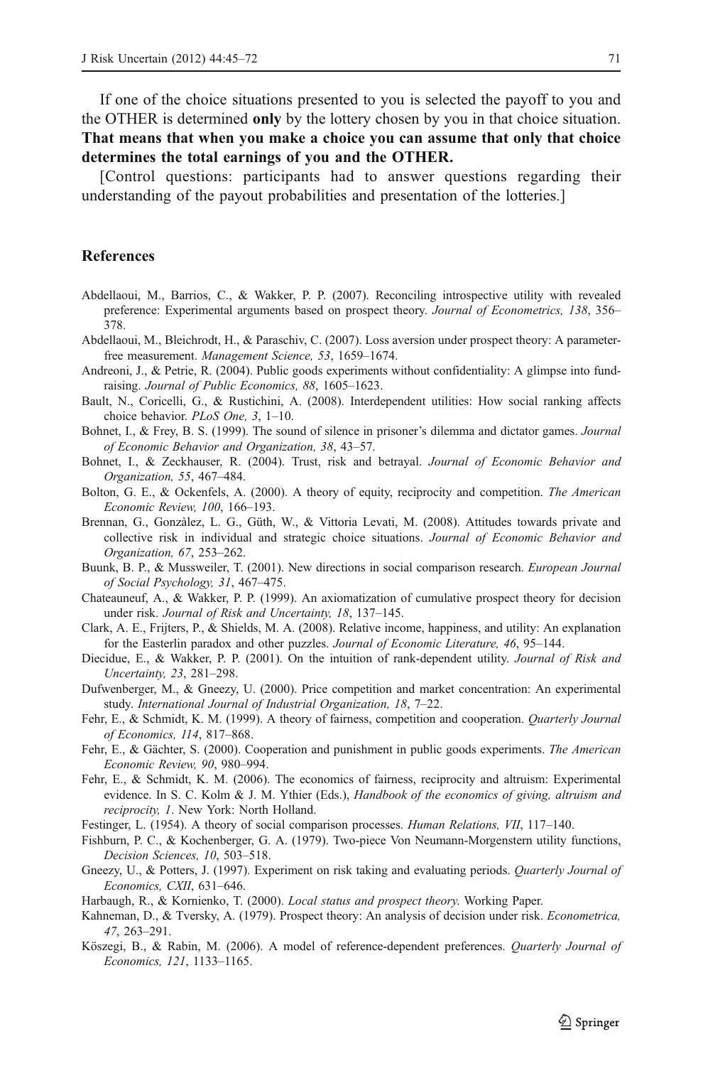If one of the choice situations presented to you is selected the payoff to you and the OTHER is determined **only** by the lottery chosen by you in that choice situation. **That means that when you make a choice you can assume that only that choice determines the total earnings of you and the OTHER.**

[Control questions: participants had to answer questions regarding their understanding of the payout probabilities and presentation of the lotteries.]

## References

Abdellaoui, M., Barrios, C., & Wakker, P. P. (2007). Reconciling introspective utility with revealed preference: Experimental arguments based on prospect theory. *Journal of Econometrics, 138*, 356–378.

Abdellaoui, M., Bleichrodt, H., & Paraschiv, C. (2007). Loss aversion under prospect theory: A parameter-free measurement. *Management Science, 53*, 1659–1674.

Andreoni, J., & Petrie, R. (2004). Public goods experiments without confidentiality: A glimpse into fund-raising. *Journal of Public Economics, 88*, 1605–1623.

Bault, N., Coricelli, G., & Rustichini, A. (2008). Interdependent utilities: How social ranking affects choice behavior. *PLoS One, 3*, 1–10.

Bohnet, I., & Frey, B. S. (1999). The sound of silence in prisoner's dilemma and dictator games. *Journal of Economic Behavior and Organization, 38*, 43–57.

Bohnet, I., & Zeckhauser, R. (2004). Trust, risk and betrayal. *Journal of Economic Behavior and Organization, 55*, 467–484.

Bolton, G. E., & Ockenfels, A. (2000). A theory of equity, reciprocity and competition. *The American Economic Review, 100*, 166–193.

Brennan, G., Gonzàlez, L. G., Güth, W., & Vittoria Levati, M. (2008). Attitudes towards private and collective risk in individual and strategic choice situations. *Journal of Economic Behavior and Organization, 67*, 253–262.

Buunk, B. P., & Mussweiler, T. (2001). New directions in social comparison research. *European Journal of Social Psychology, 31*, 467–475.

Chateauneuf, A., & Wakker, P. P. (1999). An axiomatization of cumulative prospect theory for decision under risk. *Journal of Risk and Uncertainty, 18*, 137–145.

Clark, A. E., Frijters, P., & Shields, M. A. (2008). Relative income, happiness, and utility: An explanation for the Easterlin paradox and other puzzles. *Journal of Economic Literature, 46*, 95–144.

Diecidue, E., & Wakker, P. P. (2001). On the intuition of rank-dependent utility. *Journal of Risk and Uncertainty, 23*, 281–298.

Dufwenberger, M., & Gneezy, U. (2000). Price competition and market concentration: An experimental study. *International Journal of Industrial Organization, 18*, 7–22.

Fehr, E., & Schmidt, K. M. (1999). A theory of fairness, competition and cooperation. *Quarterly Journal of Economics, 114*, 817–868.

Fehr, E., & Gächter, S. (2000). Cooperation and punishment in public goods experiments. *The American Economic Review, 90*, 980–994.

Fehr, E., & Schmidt, K. M. (2006). The economics of fairness, reciprocity and altruism: Experimental evidence. In S. C. Kolm & J. M. Ythier (Eds.), *Handbook of the economics of giving, altruism and reciprocity, 1*. New York: North Holland.

Festinger, L. (1954). A theory of social comparison processes. *Human Relations, VII*, 117–140.

Fishburn, P. C., & Kochenberger, G. A. (1979). Two-piece Von Neumann-Morgenstern utility functions, *Decision Sciences, 10*, 503–518.

Gneezy, U., & Potters, J. (1997). Experiment on risk taking and evaluating periods. *Quarterly Journal of Economics, CXII*, 631–646.

Harbaugh, R., & Kornienko, T. (2000). *Local status and prospect theory.* Working Paper.

Kahneman, D., & Tversky, A. (1979). Prospect theory: An analysis of decision under risk. *Econometrica, 47*, 263–291.

Köszegi, B., & Rabin, M. (2006). A model of reference-dependent preferences. *Quarterly Journal of Economics, 121*, 1133–1165.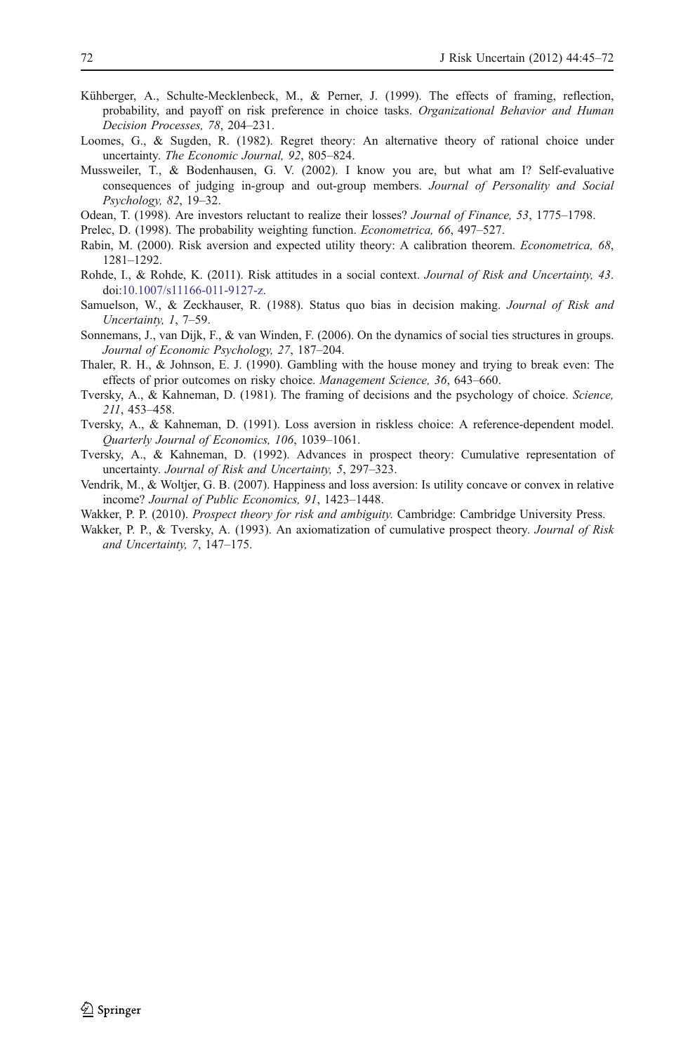Kühberger, A., Schulte-Mecklenbeck, M., & Perner, J. (1999). The effects of framing, reflection, probability, and payoff on risk preference in choice tasks. *Organizational Behavior and Human Decision Processes, 78*, 204–231.

Loomes, G., & Sugden, R. (1982). Regret theory: An alternative theory of rational choice under uncertainty. *The Economic Journal, 92*, 805–824.

Mussweiler, T., & Bodenhausen, G. V. (2002). I know you are, but what am I? Self-evaluative consequences of judging in-group and out-group members. *Journal of Personality and Social Psychology, 82*, 19–32.

Odean, T. (1998). Are investors reluctant to realize their losses? *Journal of Finance, 53*, 1775–1798.

Prelec, D. (1998). The probability weighting function. *Econometrica, 66*, 497–527.

Rabin, M. (2000). Risk aversion and expected utility theory: A calibration theorem. *Econometrica, 68*, 1281–1292.

Rohde, I., & Rohde, K. (2011). Risk attitudes in a social context. *Journal of Risk and Uncertainty, 43*. doi:10.1007/s11166-011-9127-z.

Samuelson, W., & Zeckhauser, R. (1988). Status quo bias in decision making. *Journal of Risk and Uncertainty, 1*, 7–59.

Sonnemans, J., van Dijk, F., & van Winden, F. (2006). On the dynamics of social ties structures in groups. *Journal of Economic Psychology, 27*, 187–204.

Thaler, R. H., & Johnson, E. J. (1990). Gambling with the house money and trying to break even: The effects of prior outcomes on risky choice. *Management Science, 36*, 643–660.

Tversky, A., & Kahneman, D. (1981). The framing of decisions and the psychology of choice. *Science, 211*, 453–458.

Tversky, A., & Kahneman, D. (1991). Loss aversion in riskless choice: A reference-dependent model. *Quarterly Journal of Economics, 106*, 1039–1061.

Tversky, A., & Kahneman, D. (1992). Advances in prospect theory: Cumulative representation of uncertainty. *Journal of Risk and Uncertainty, 5*, 297–323.

Vendrik, M., & Woltjer, G. B. (2007). Happiness and loss aversion: Is utility concave or convex in relative income? *Journal of Public Economics, 91*, 1423–1448.

Wakker, P. P. (2010). *Prospect theory for risk and ambiguity.* Cambridge: Cambridge University Press.

Wakker, P. P., & Tversky, A. (1993). An axiomatization of cumulative prospect theory. *Journal of Risk and Uncertainty, 7*, 147–175.